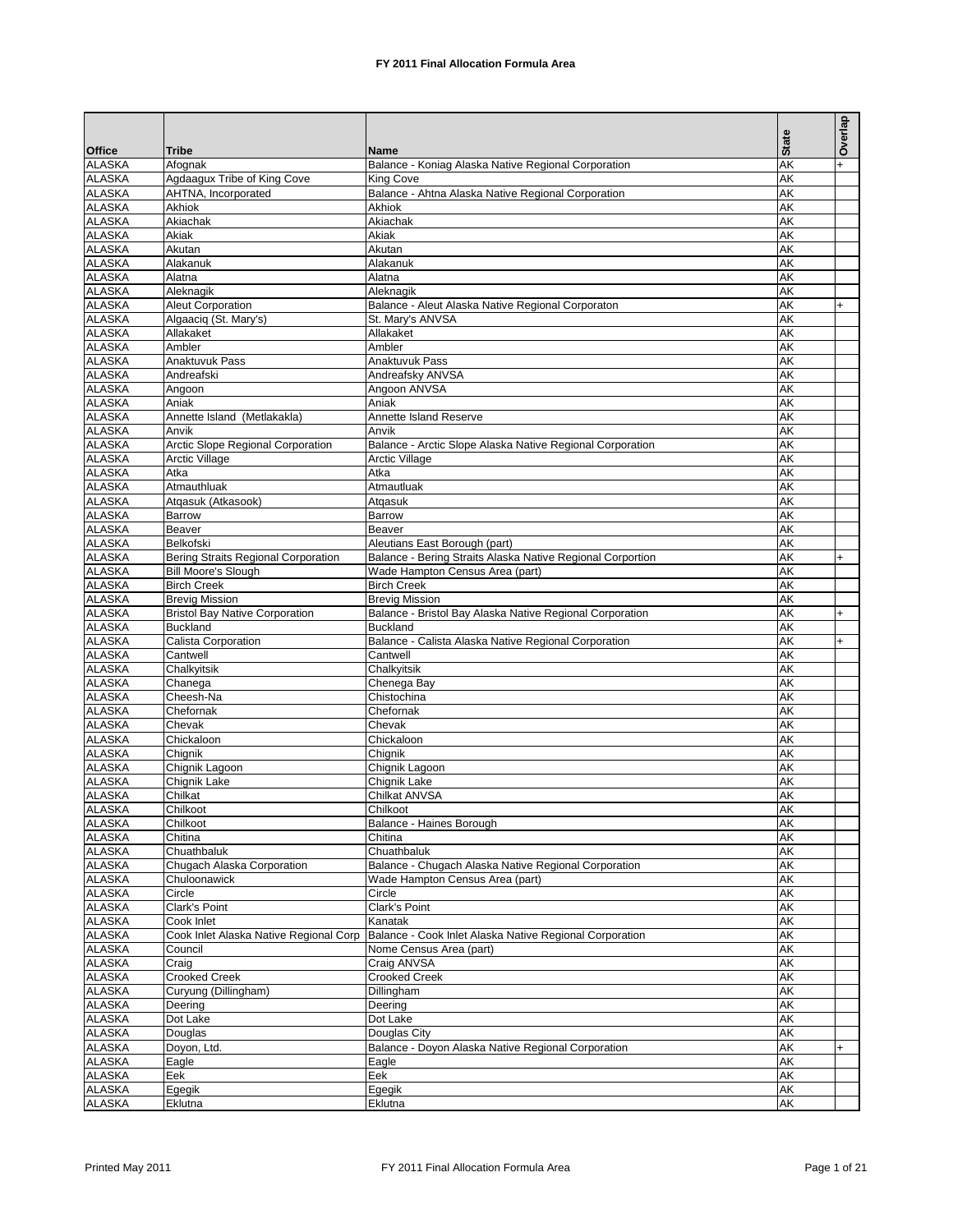# FY 2011 Final Allocation Formula Area

| Office | Tribe | Name | State | Overlap |
|---|---|---|---|---|
| ALASKA | Afognak | Balance - Koniag Alaska Native Regional Corporation | AK | + |
| ALASKA | Agdaagux Tribe of King Cove | King Cove | AK | |
| ALASKA | AHTNA, Incorporated | Balance - Ahtna Alaska Native Regional Corporation | AK | |
| ALASKA | Akhiok | Akhiok | AK | |
| ALASKA | Akiachak | Akiachak | AK | |
| ALASKA | Akiak | Akiak | AK | |
| ALASKA | Akutan | Akutan | AK | |
| ALASKA | Alakanuk | Alakanuk | AK | |
| ALASKA | Alatna | Alatna | AK | |
| ALASKA | Aleknagik | Aleknagik | AK | |
| ALASKA | Aleut Corporation | Balance - Aleut Alaska Native Regional Corporaton | AK | + |
| ALASKA | Algaaciq (St. Mary's) | St. Mary's ANVSA | AK | |
| ALASKA | Allakaket | Allakaket | AK | |
| ALASKA | Ambler | Ambler | AK | |
| ALASKA | Anaktuvuk Pass | Anaktuvuk Pass | AK | |
| ALASKA | Andreafski | Andreafsky ANVSA | AK | |
| ALASKA | Angoon | Angoon ANVSA | AK | |
| ALASKA | Aniak | Aniak | AK | |
| ALASKA | Annette Island (Metlakakla) | Annette Island Reserve | AK | |
| ALASKA | Anvik | Anvik | AK | |
| ALASKA | Arctic Slope Regional Corporation | Balance - Arctic Slope Alaska Native Regional Corporation | AK | |
| ALASKA | Arctic Village | Arctic Village | AK | |
| ALASKA | Atka | Atka | AK | |
| ALASKA | Atmauthluak | Atmautluak | AK | |
| ALASKA | Atqasuk (Atkasook) | Atqasuk | AK | |
| ALASKA | Barrow | Barrow | AK | |
| ALASKA | Beaver | Beaver | AK | |
| ALASKA | Belkofski | Aleutians East Borough (part) | AK | |
| ALASKA | Bering Straits Regional Corporation | Balance - Bering Straits Alaska Native Regional Corportion | AK | + |
| ALASKA | Bill Moore's Slough | Wade Hampton Census Area (part) | AK | |
| ALASKA | Birch Creek | Birch Creek | AK | |
| ALASKA | Brevig Mission | Brevig Mission | AK | |
| ALASKA | Bristol Bay Native Corporation | Balance - Bristol Bay Alaska Native Regional Corporation | AK | + |
| ALASKA | Buckland | Buckland | AK | |
| ALASKA | Calista Corporation | Balance - Calista Alaska Native Regional Corporation | AK | + |
| ALASKA | Cantwell | Cantwell | AK | |
| ALASKA | Chalkyitsik | Chalkyitsik | AK | |
| ALASKA | Chanega | Chenega Bay | AK | |
| ALASKA | Cheesh-Na | Chistochina | AK | |
| ALASKA | Chefornak | Chefornak | AK | |
| ALASKA | Chevak | Chevak | AK | |
| ALASKA | Chickaloon | Chickaloon | AK | |
| ALASKA | Chignik | Chignik | AK | |
| ALASKA | Chignik Lagoon | Chignik Lagoon | AK | |
| ALASKA | Chignik Lake | Chignik Lake | AK | |
| ALASKA | Chilkat | Chilkat ANVSA | AK | |
| ALASKA | Chilkoot | Chilkoot | AK | |
| ALASKA | Chilkoot | Balance - Haines Borough | AK | |
| ALASKA | Chitina | Chitina | AK | |
| ALASKA | Chuathbaluk | Chuathbaluk | AK | |
| ALASKA | Chugach Alaska Corporation | Balance - Chugach Alaska Native Regional Corporation | AK | |
| ALASKA | Chuloonawick | Wade Hampton Census Area (part) | AK | |
| ALASKA | Circle | Circle | AK | |
| ALASKA | Clark's Point | Clark's Point | AK | |
| ALASKA | Cook Inlet | Kanatak | AK | |
| ALASKA | Cook Inlet Alaska Native Regional Corp | Balance - Cook Inlet Alaska Native Regional Corporation | AK | |
| ALASKA | Council | Nome Census Area (part) | AK | |
| ALASKA | Craig | Craig ANVSA | AK | |
| ALASKA | Crooked Creek | Crooked Creek | AK | |
| ALASKA | Curyung (Dillingham) | Dillingham | AK | |
| ALASKA | Deering | Deering | AK | |
| ALASKA | Dot Lake | Dot Lake | AK | |
| ALASKA | Douglas | Douglas City | AK | |
| ALASKA | Doyon, Ltd. | Balance - Doyon Alaska Native Regional Corporation | AK | + |
| ALASKA | Eagle | Eagle | AK | |
| ALASKA | Eek | Eek | AK | |
| ALASKA | Egegik | Egegik | AK | |
| ALASKA | Eklutna | Eklutna | AK | |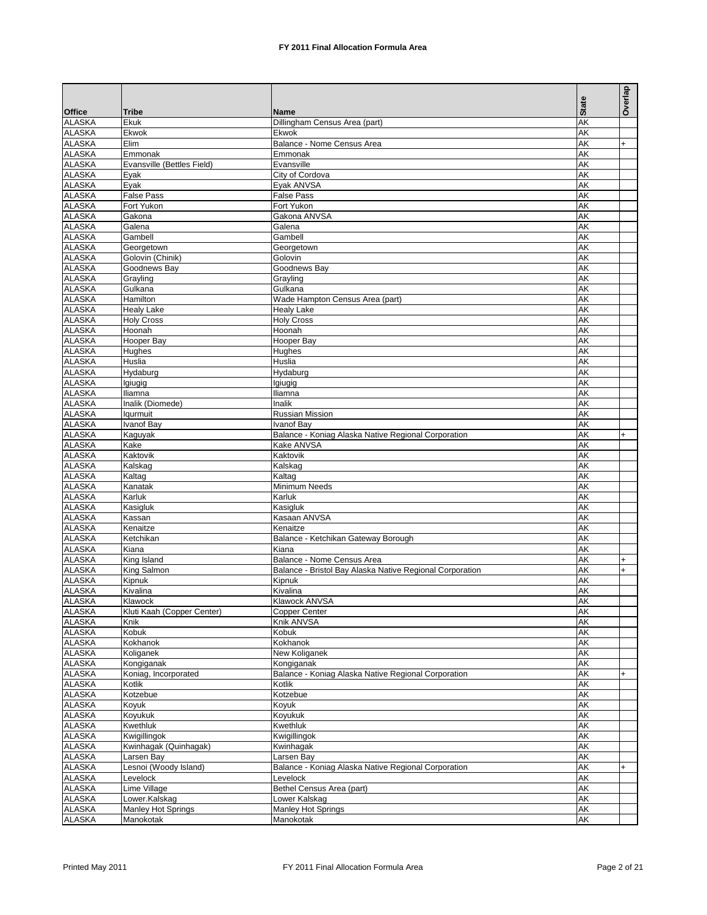# FY 2011 Final Allocation Formula Area

| Office | Tribe | Name | State | Overlap |
|---|---|---|---|---|
| ALASKA | Ekuk | Dillingham Census Area (part) | AK | |
| ALASKA | Ekwok | Ekwok | AK | |
| ALASKA | Elim | Balance - Nome Census Area | AK | + |
| ALASKA | Emmonak | Emmonak | AK | |
| ALASKA | Evansville (Bettles Field) | Evansville | AK | |
| ALASKA | Eyak | City of Cordova | AK | |
| ALASKA | Eyak | Eyak ANVSA | AK | |
| ALASKA | False Pass | False Pass | AK | |
| ALASKA | Fort Yukon | Fort Yukon | AK | |
| ALASKA | Gakona | Gakona ANVSA | AK | |
| ALASKA | Galena | Galena | AK | |
| ALASKA | Gambell | Gambell | AK | |
| ALASKA | Georgetown | Georgetown | AK | |
| ALASKA | Golovin (Chinik) | Golovin | AK | |
| ALASKA | Goodnews Bay | Goodnews Bay | AK | |
| ALASKA | Grayling | Grayling | AK | |
| ALASKA | Gulkana | Gulkana | AK | |
| ALASKA | Hamilton | Wade Hampton Census Area (part) | AK | |
| ALASKA | Healy Lake | Healy Lake | AK | |
| ALASKA | Holy Cross | Holy Cross | AK | |
| ALASKA | Hoonah | Hoonah | AK | |
| ALASKA | Hooper Bay | Hooper Bay | AK | |
| ALASKA | Hughes | Hughes | AK | |
| ALASKA | Huslia | Huslia | AK | |
| ALASKA | Hydaburg | Hydaburg | AK | |
| ALASKA | Igiugig | Igiugig | AK | |
| ALASKA | Iliamna | Iliamna | AK | |
| ALASKA | Inalik (Diomede) | Inalik | AK | |
| ALASKA | Iqurmuit | Russian Mission | AK | |
| ALASKA | Ivanof Bay | Ivanof Bay | AK | |
| ALASKA | Kaguyak | Balance - Koniag Alaska Native Regional Corporation | AK | + |
| ALASKA | Kake | Kake ANVSA | AK | |
| ALASKA | Kaktovik | Kaktovik | AK | |
| ALASKA | Kalskag | Kalskag | AK | |
| ALASKA | Kaltag | Kaltag | AK | |
| ALASKA | Kanatak | Minimum Needs | AK | |
| ALASKA | Karluk | Karluk | AK | |
| ALASKA | Kasigluk | Kasigluk | AK | |
| ALASKA | Kassan | Kasaan ANVSA | AK | |
| ALASKA | Kenaitze | Kenaitze | AK | |
| ALASKA | Ketchikan | Balance - Ketchikan Gateway Borough | AK | |
| ALASKA | Kiana | Kiana | AK | |
| ALASKA | King Island | Balance - Nome Census Area | AK | + |
| ALASKA | King Salmon | Balance - Bristol Bay Alaska Native Regional Corporation | AK | + |
| ALASKA | Kipnuk | Kipnuk | AK | |
| ALASKA | Kivalina | Kivalina | AK | |
| ALASKA | Klawock | Klawock ANVSA | AK | |
| ALASKA | Kluti Kaah (Copper Center) | Copper Center | AK | |
| ALASKA | Knik | Knik ANVSA | AK | |
| ALASKA | Kobuk | Kobuk | AK | |
| ALASKA | Kokhanok | Kokhanok | AK | |
| ALASKA | Koliganek | New Koliganek | AK | |
| ALASKA | Kongiganak | Kongiganak | AK | |
| ALASKA | Koniag, Incorporated | Balance - Koniag Alaska Native Regional Corporation | AK | + |
| ALASKA | Kotlik | Kotlik | AK | |
| ALASKA | Kotzebue | Kotzebue | AK | |
| ALASKA | Koyuk | Koyuk | AK | |
| ALASKA | Koyukuk | Koyukuk | AK | |
| ALASKA | Kwethluk | Kwethluk | AK | |
| ALASKA | Kwigillingok | Kwigillingok | AK | |
| ALASKA | Kwinhagak (Quinhagak) | Kwinhagak | AK | |
| ALASKA | Larsen Bay | Larsen Bay | AK | |
| ALASKA | Lesnoi (Woody Island) | Balance - Koniag Alaska Native Regional Corporation | AK | + |
| ALASKA | Levelock | Levelock | AK | |
| ALASKA | Lime Village | Bethel Census Area (part) | AK | |
| ALASKA | Lower.Kalskag | Lower Kalskag | AK | |
| ALASKA | Manley Hot Springs | Manley Hot Springs | AK | |
| ALASKA | Manokotak | Manokotak | AK | |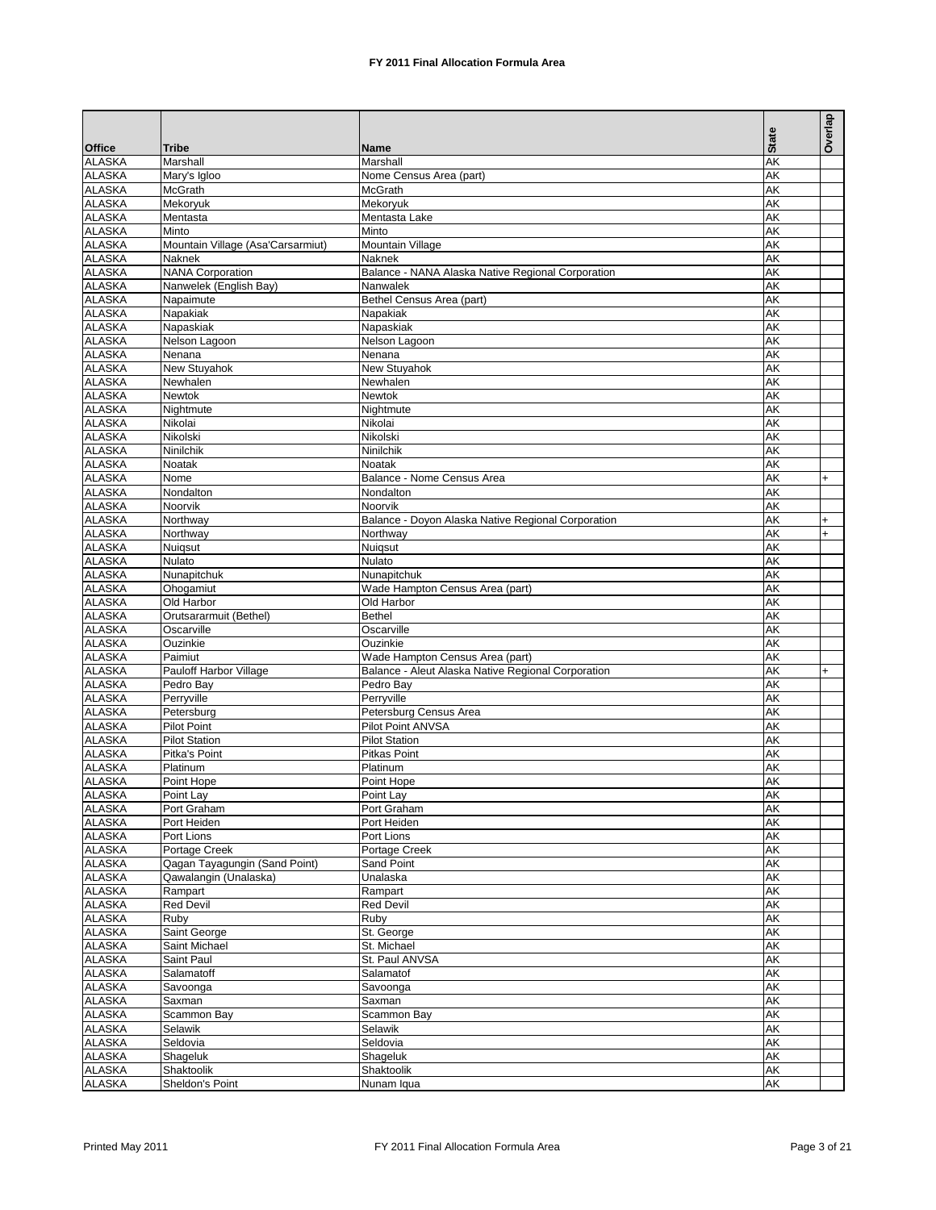# FY 2011 Final Allocation Formula Area

| Office | Tribe | Name | State | Overlap |
|---|---|---|---|---|
| ALASKA | Marshall | Marshall | AK | |
| ALASKA | Mary's Igloo | Nome Census Area (part) | AK | |
| ALASKA | McGrath | McGrath | AK | |
| ALASKA | Mekoryuk | Mekoryuk | AK | |
| ALASKA | Mentasta | Mentasta Lake | AK | |
| ALASKA | Minto | Minto | AK | |
| ALASKA | Mountain Village (Asa'Carsarmiut) | Mountain Village | AK | |
| ALASKA | Naknek | Naknek | AK | |
| ALASKA | NANA Corporation | Balance - NANA Alaska Native Regional Corporation | AK | |
| ALASKA | Nanwelek (English Bay) | Nanwalek | AK | |
| ALASKA | Napaimute | Bethel Census Area (part) | AK | |
| ALASKA | Napakiak | Napakiak | AK | |
| ALASKA | Napaskiak | Napaskiak | AK | |
| ALASKA | Nelson Lagoon | Nelson Lagoon | AK | |
| ALASKA | Nenana | Nenana | AK | |
| ALASKA | New Stuyahok | New Stuyahok | AK | |
| ALASKA | Newhalen | Newhalen | AK | |
| ALASKA | Newtok | Newtok | AK | |
| ALASKA | Nightmute | Nightmute | AK | |
| ALASKA | Nikolai | Nikolai | AK | |
| ALASKA | Nikolski | Nikolski | AK | |
| ALASKA | Ninilchik | Ninilchik | AK | |
| ALASKA | Noatak | Noatak | AK | |
| ALASKA | Nome | Balance - Nome Census Area | AK | + |
| ALASKA | Nondalton | Nondalton | AK | |
| ALASKA | Noorvik | Noorvik | AK | |
| ALASKA | Northway | Balance - Doyon Alaska Native Regional Corporation | AK | + |
| ALASKA | Northway | Northway | AK | + |
| ALASKA | Nuiqsut | Nuiqsut | AK | |
| ALASKA | Nulato | Nulato | AK | |
| ALASKA | Nunapitchuk | Nunapitchuk | AK | |
| ALASKA | Ohogamiut | Wade Hampton Census Area (part) | AK | |
| ALASKA | Old Harbor | Old Harbor | AK | |
| ALASKA | Orutsararmuit (Bethel) | Bethel | AK | |
| ALASKA | Oscarville | Oscarville | AK | |
| ALASKA | Ouzinkie | Ouzinkie | AK | |
| ALASKA | Paimiut | Wade Hampton Census Area (part) | AK | |
| ALASKA | Pauloff Harbor Village | Balance - Aleut Alaska Native Regional Corporation | AK | + |
| ALASKA | Pedro Bay | Pedro Bay | AK | |
| ALASKA | Perryville | Perryville | AK | |
| ALASKA | Petersburg | Petersburg Census Area | AK | |
| ALASKA | Pilot Point | Pilot Point ANVSA | AK | |
| ALASKA | Pilot Station | Pilot Station | AK | |
| ALASKA | Pitka's Point | Pitkas Point | AK | |
| ALASKA | Platinum | Platinum | AK | |
| ALASKA | Point Hope | Point Hope | AK | |
| ALASKA | Point Lay | Point Lay | AK | |
| ALASKA | Port Graham | Port Graham | AK | |
| ALASKA | Port Heiden | Port Heiden | AK | |
| ALASKA | Port Lions | Port Lions | AK | |
| ALASKA | Portage Creek | Portage Creek | AK | |
| ALASKA | Qagan Tayagungin (Sand Point) | Sand Point | AK | |
| ALASKA | Qawalangin (Unalaska) | Unalaska | AK | |
| ALASKA | Rampart | Rampart | AK | |
| ALASKA | Red Devil | Red Devil | AK | |
| ALASKA | Ruby | Ruby | AK | |
| ALASKA | Saint George | St. George | AK | |
| ALASKA | Saint Michael | St. Michael | AK | |
| ALASKA | Saint Paul | St. Paul ANVSA | AK | |
| ALASKA | Salamatoff | Salamatof | AK | |
| ALASKA | Savoonga | Savoonga | AK | |
| ALASKA | Saxman | Saxman | AK | |
| ALASKA | Scammon Bay | Scammon Bay | AK | |
| ALASKA | Selawik | Selawik | AK | |
| ALASKA | Seldovia | Seldovia | AK | |
| ALASKA | Shageluk | Shageluk | AK | |
| ALASKA | Shaktoolik | Shaktoolik | AK | |
| ALASKA | Sheldon's Point | Nunam Iqua | AK | |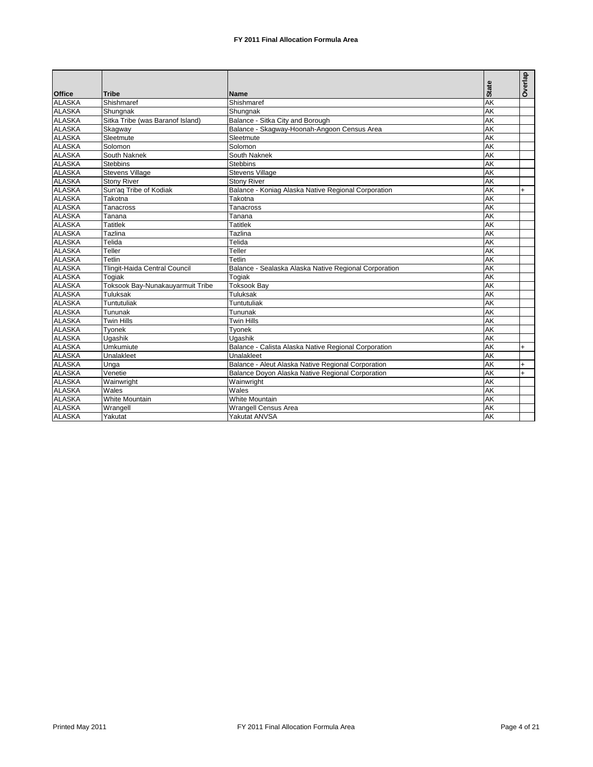**FY 2011 Final Allocation Formula Area**

| Office | Tribe | Name | State | Overlap |
|---|---|---|---|---|
| ALASKA | Shishmaref | Shishmaref | AK | |
| ALASKA | Shungnak | Shungnak | AK | |
| ALASKA | Sitka Tribe (was Baranof Island) | Balance - Sitka City and Borough | AK | |
| ALASKA | Skagway | Balance - Skagway-Hoonah-Angoon Census Area | AK | |
| ALASKA | Sleetmute | Sleetmute | AK | |
| ALASKA | Solomon | Solomon | AK | |
| ALASKA | South Naknek | South Naknek | AK | |
| ALASKA | Stebbins | Stebbins | AK | |
| ALASKA | Stevens Village | Stevens Village | AK | |
| ALASKA | Stony River | Stony River | AK | |
| ALASKA | Sun'aq Tribe of Kodiak | Balance - Koniag Alaska Native Regional Corporation | AK | + |
| ALASKA | Takotna | Takotna | AK | |
| ALASKA | Tanacross | Tanacross | AK | |
| ALASKA | Tanana | Tanana | AK | |
| ALASKA | Tatitlek | Tatitlek | AK | |
| ALASKA | Tazlina | Tazlina | AK | |
| ALASKA | Telida | Telida | AK | |
| ALASKA | Teller | Teller | AK | |
| ALASKA | Tetlin | Tetlin | AK | |
| ALASKA | Tlingit-Haida Central Council | Balance - Sealaska Alaska Native Regional Corporation | AK | |
| ALASKA | Togiak | Togiak | AK | |
| ALASKA | Toksook Bay-Nunakauyarmuit Tribe | Toksook Bay | AK | |
| ALASKA | Tuluksak | Tuluksak | AK | |
| ALASKA | Tuntutuliak | Tuntutuliak | AK | |
| ALASKA | Tununak | Tununak | AK | |
| ALASKA | Twin Hills | Twin Hills | AK | |
| ALASKA | Tyonek | Tyonek | AK | |
| ALASKA | Ugashik | Ugashik | AK | |
| ALASKA | Umkumiute | Balance - Calista Alaska Native Regional Corporation | AK | + |
| ALASKA | Unalakleet | Unalakleet | AK | |
| ALASKA | Unga | Balance - Aleut Alaska Native Regional Corporation | AK | + |
| ALASKA | Venetie | Balance Doyon Alaska Native Regional Corporation | AK | + |
| ALASKA | Wainwright | Wainwright | AK | |
| ALASKA | Wales | Wales | AK | |
| ALASKA | White Mountain | White Mountain | AK | |
| ALASKA | Wrangell | Wrangell Census Area | AK | |
| ALASKA | Yakutat | Yakutat ANVSA | AK | |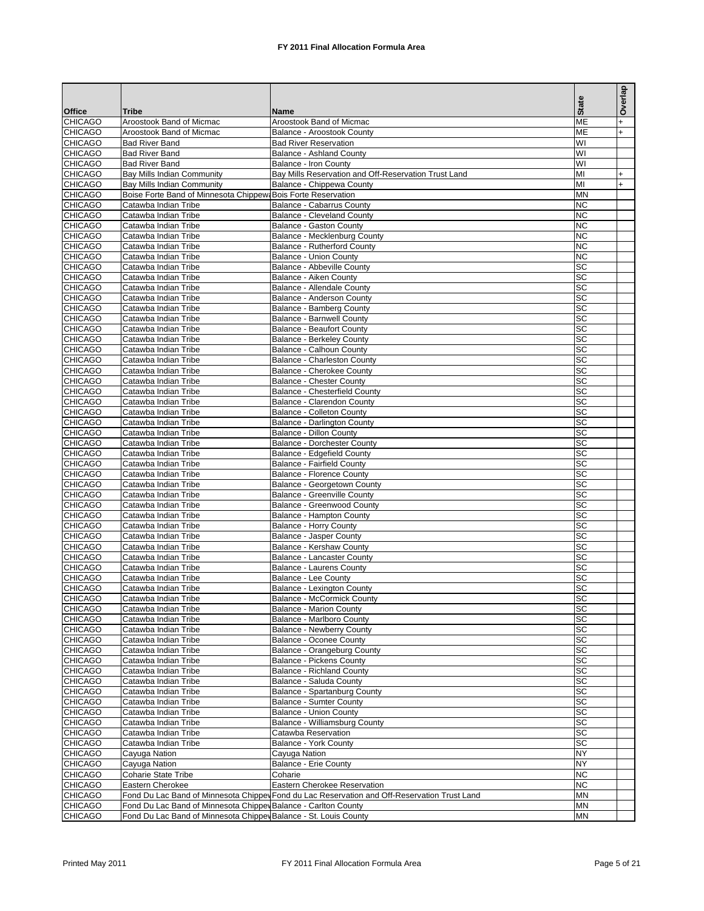# FY 2011 Final Allocation Formula Area

| Office | Tribe | Name | State | Overlap |
|---|---|---|---|---|
| CHICAGO | Aroostook Band of Micmac | Aroostook Band of Micmac | ME | + |
| CHICAGO | Aroostook Band of Micmac | Balance - Aroostook County | ME | + |
| CHICAGO | Bad River Band | Bad River Reservation | WI | |
| CHICAGO | Bad River Band | Balance - Ashland County | WI | |
| CHICAGO | Bad River Band | Balance - Iron County | WI | |
| CHICAGO | Bay Mills Indian Community | Bay Mills Reservation and Off-Reservation Trust Land | MI | + |
| CHICAGO | Bay Mills Indian Community | Balance - Chippewa County | MI | + |
| CHICAGO | Boise Forte Band of Minnesota Chippewa | Bois Forte Reservation | MN | |
| CHICAGO | Catawba Indian Tribe | Balance - Cabarrus County | NC | |
| CHICAGO | Catawba Indian Tribe | Balance - Cleveland County | NC | |
| CHICAGO | Catawba Indian Tribe | Balance - Gaston County | NC | |
| CHICAGO | Catawba Indian Tribe | Balance - Mecklenburg County | NC | |
| CHICAGO | Catawba Indian Tribe | Balance - Rutherford County | NC | |
| CHICAGO | Catawba Indian Tribe | Balance - Union County | NC | |
| CHICAGO | Catawba Indian Tribe | Balance - Abbeville County | SC | |
| CHICAGO | Catawba Indian Tribe | Balance - Aiken County | SC | |
| CHICAGO | Catawba Indian Tribe | Balance - Allendale County | SC | |
| CHICAGO | Catawba Indian Tribe | Balance - Anderson County | SC | |
| CHICAGO | Catawba Indian Tribe | Balance - Bamberg County | SC | |
| CHICAGO | Catawba Indian Tribe | Balance - Barnwell County | SC | |
| CHICAGO | Catawba Indian Tribe | Balance - Beaufort County | SC | |
| CHICAGO | Catawba Indian Tribe | Balance - Berkeley County | SC | |
| CHICAGO | Catawba Indian Tribe | Balance - Calhoun County | SC | |
| CHICAGO | Catawba Indian Tribe | Balance - Charleston County | SC | |
| CHICAGO | Catawba Indian Tribe | Balance - Cherokee County | SC | |
| CHICAGO | Catawba Indian Tribe | Balance - Chester County | SC | |
| CHICAGO | Catawba Indian Tribe | Balance - Chesterfield County | SC | |
| CHICAGO | Catawba Indian Tribe | Balance - Clarendon County | SC | |
| CHICAGO | Catawba Indian Tribe | Balance - Colleton County | SC | |
| CHICAGO | Catawba Indian Tribe | Balance - Darlington County | SC | |
| CHICAGO | Catawba Indian Tribe | Balance - Dillon County | SC | |
| CHICAGO | Catawba Indian Tribe | Balance - Dorchester County | SC | |
| CHICAGO | Catawba Indian Tribe | Balance - Edgefield County | SC | |
| CHICAGO | Catawba Indian Tribe | Balance - Fairfield County | SC | |
| CHICAGO | Catawba Indian Tribe | Balance - Florence County | SC | |
| CHICAGO | Catawba Indian Tribe | Balance - Georgetown County | SC | |
| CHICAGO | Catawba Indian Tribe | Balance - Greenville County | SC | |
| CHICAGO | Catawba Indian Tribe | Balance - Greenwood County | SC | |
| CHICAGO | Catawba Indian Tribe | Balance - Hampton County | SC | |
| CHICAGO | Catawba Indian Tribe | Balance - Horry County | SC | |
| CHICAGO | Catawba Indian Tribe | Balance - Jasper County | SC | |
| CHICAGO | Catawba Indian Tribe | Balance - Kershaw County | SC | |
| CHICAGO | Catawba Indian Tribe | Balance - Lancaster County | SC | |
| CHICAGO | Catawba Indian Tribe | Balance - Laurens County | SC | |
| CHICAGO | Catawba Indian Tribe | Balance - Lee County | SC | |
| CHICAGO | Catawba Indian Tribe | Balance - Lexington County | SC | |
| CHICAGO | Catawba Indian Tribe | Balance - McCormick County | SC | |
| CHICAGO | Catawba Indian Tribe | Balance - Marion County | SC | |
| CHICAGO | Catawba Indian Tribe | Balance - Marlboro County | SC | |
| CHICAGO | Catawba Indian Tribe | Balance - Newberry County | SC | |
| CHICAGO | Catawba Indian Tribe | Balance - Oconee County | SC | |
| CHICAGO | Catawba Indian Tribe | Balance - Orangeburg County | SC | |
| CHICAGO | Catawba Indian Tribe | Balance - Pickens County | SC | |
| CHICAGO | Catawba Indian Tribe | Balance - Richland County | SC | |
| CHICAGO | Catawba Indian Tribe | Balance - Saluda County | SC | |
| CHICAGO | Catawba Indian Tribe | Balance - Spartanburg County | SC | |
| CHICAGO | Catawba Indian Tribe | Balance - Sumter County | SC | |
| CHICAGO | Catawba Indian Tribe | Balance - Union County | SC | |
| CHICAGO | Catawba Indian Tribe | Balance - Williamsburg County | SC | |
| CHICAGO | Catawba Indian Tribe | Catawba Reservation | SC | |
| CHICAGO | Catawba Indian Tribe | Balance - York County | SC | |
| CHICAGO | Cayuga Nation | Cayuga Nation | NY | |
| CHICAGO | Cayuga Nation | Balance - Erie County | NY | |
| CHICAGO | Coharie State Tribe | Coharie | NC | |
| CHICAGO | Eastern Cherokee | Eastern Cherokee Reservation | NC | |
| CHICAGO | Fond Du Lac Band of Minnesota Chippew | Fond du Lac Reservation and Off-Reservation Trust Land | MN | |
| CHICAGO | Fond Du Lac Band of Minnesota Chippew | Balance - Carlton County | MN | |
| CHICAGO | Fond Du Lac Band of Minnesota Chippew | Balance - St. Louis County | MN | |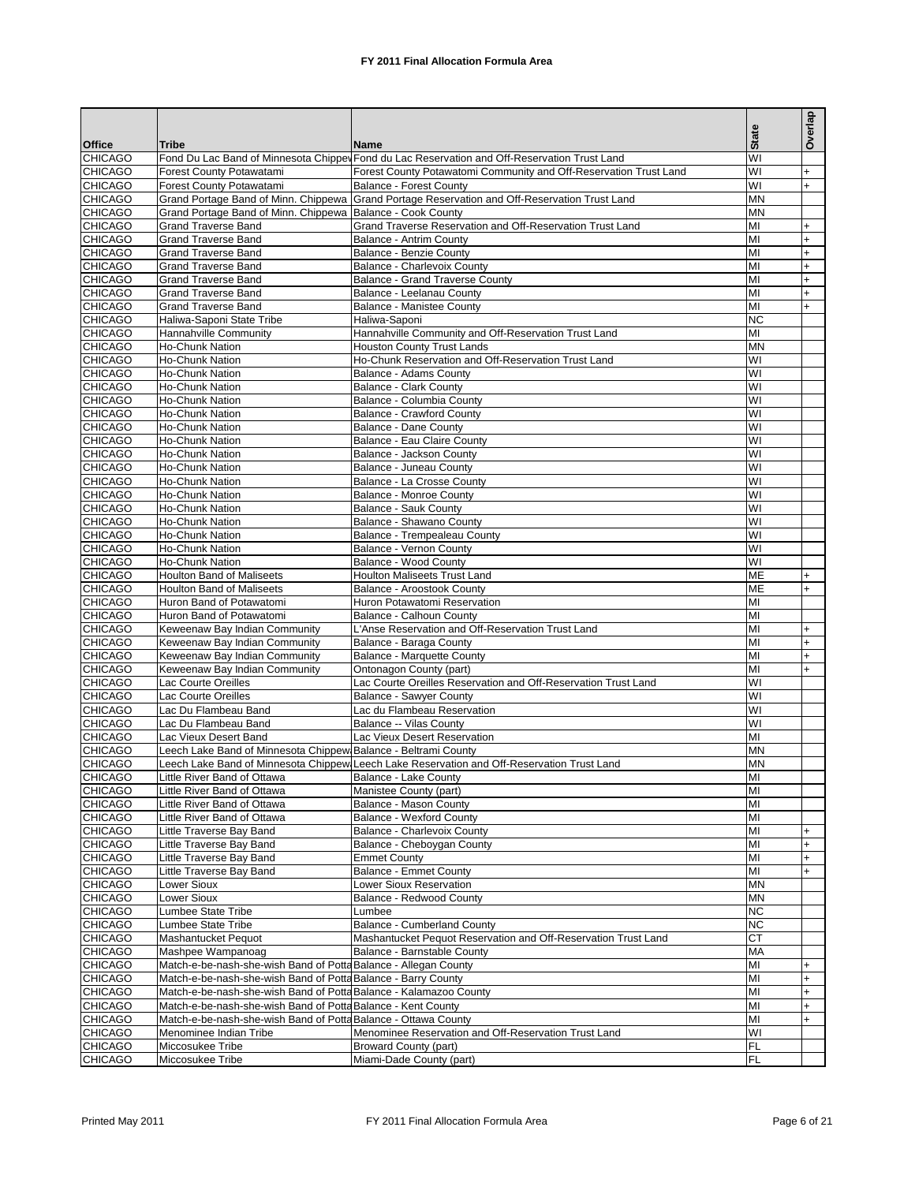# FY 2011 Final Allocation Formula Area

| Office | Tribe | Name | State | Overlap |
|---|---|---|---|---|
| CHICAGO | Fond Du Lac Band of Minnesota Chippew | Fond du Lac Reservation and Off-Reservation Trust Land | WI | |
| CHICAGO | Forest County Potawatami | Forest County Potawatomi Community and Off-Reservation Trust Land | WI | + |
| CHICAGO | Forest County Potawatami | Balance - Forest County | WI | + |
| CHICAGO | Grand Portage Band of Minn. Chippewa | Grand Portage Reservation and Off-Reservation Trust Land | MN | |
| CHICAGO | Grand Portage Band of Minn. Chippewa | Balance - Cook County | MN | |
| CHICAGO | Grand Traverse Band | Grand Traverse Reservation and Off-Reservation Trust Land | MI | + |
| CHICAGO | Grand Traverse Band | Balance - Antrim County | MI | + |
| CHICAGO | Grand Traverse Band | Balance - Benzie County | MI | + |
| CHICAGO | Grand Traverse Band | Balance - Charlevoix County | MI | + |
| CHICAGO | Grand Traverse Band | Balance - Grand Traverse County | MI | + |
| CHICAGO | Grand Traverse Band | Balance - Leelanau County | MI | + |
| CHICAGO | Grand Traverse Band | Balance - Manistee County | MI | + |
| CHICAGO | Haliwa-Saponi State Tribe | Haliwa-Saponi | NC | |
| CHICAGO | Hannahville Community | Hannahville Community and Off-Reservation Trust Land | MI | |
| CHICAGO | Ho-Chunk Nation | Houston County Trust Lands | MN | |
| CHICAGO | Ho-Chunk Nation | Ho-Chunk Reservation and Off-Reservation Trust Land | WI | |
| CHICAGO | Ho-Chunk Nation | Balance - Adams County | WI | |
| CHICAGO | Ho-Chunk Nation | Balance - Clark County | WI | |
| CHICAGO | Ho-Chunk Nation | Balance - Columbia County | WI | |
| CHICAGO | Ho-Chunk Nation | Balance - Crawford County | WI | |
| CHICAGO | Ho-Chunk Nation | Balance - Dane County | WI | |
| CHICAGO | Ho-Chunk Nation | Balance - Eau Claire County | WI | |
| CHICAGO | Ho-Chunk Nation | Balance - Jackson County | WI | |
| CHICAGO | Ho-Chunk Nation | Balance - Juneau County | WI | |
| CHICAGO | Ho-Chunk Nation | Balance - La Crosse County | WI | |
| CHICAGO | Ho-Chunk Nation | Balance - Monroe County | WI | |
| CHICAGO | Ho-Chunk Nation | Balance - Sauk County | WI | |
| CHICAGO | Ho-Chunk Nation | Balance - Shawano County | WI | |
| CHICAGO | Ho-Chunk Nation | Balance - Trempealeau County | WI | |
| CHICAGO | Ho-Chunk Nation | Balance - Vernon County | WI | |
| CHICAGO | Ho-Chunk Nation | Balance - Wood County | WI | |
| CHICAGO | Houlton Band of Maliseets | Houlton Maliseets Trust Land | ME | + |
| CHICAGO | Houlton Band of Maliseets | Balance - Aroostook County | ME | + |
| CHICAGO | Huron Band of Potawatomi | Huron Potawatomi Reservation | MI | |
| CHICAGO | Huron Band of Potawatomi | Balance - Calhoun County | MI | |
| CHICAGO | Keweenaw Bay Indian Community | L'Anse Reservation and Off-Reservation Trust Land | MI | + |
| CHICAGO | Keweenaw Bay Indian Community | Balance - Baraga County | MI | + |
| CHICAGO | Keweenaw Bay Indian Community | Balance - Marquette County | MI | + |
| CHICAGO | Keweenaw Bay Indian Community | Ontonagon County (part) | MI | + |
| CHICAGO | Lac Courte Oreilles | Lac Courte Oreilles Reservation and Off-Reservation Trust Land | WI | |
| CHICAGO | Lac Courte Oreilles | Balance - Sawyer County | WI | |
| CHICAGO | Lac Du Flambeau Band | Lac du Flambeau Reservation | WI | |
| CHICAGO | Lac Du Flambeau Band | Balance -- Vilas County | WI | |
| CHICAGO | Lac Vieux Desert Band | Lac Vieux Desert Reservation | MI | |
| CHICAGO | Leech Lake Band of Minnesota Chippew | Balance - Beltrami County | MN | |
| CHICAGO | Leech Lake Band of Minnesota Chippew | Leech Lake Reservation and Off-Reservation Trust Land | MN | |
| CHICAGO | Little River Band of Ottawa | Balance - Lake County | MI | |
| CHICAGO | Little River Band of Ottawa | Manistee County (part) | MI | |
| CHICAGO | Little River Band of Ottawa | Balance - Mason County | MI | |
| CHICAGO | Little River Band of Ottawa | Balance - Wexford County | MI | |
| CHICAGO | Little Traverse Bay Band | Balance - Charlevoix County | MI | + |
| CHICAGO | Little Traverse Bay Band | Balance - Cheboygan County | MI | + |
| CHICAGO | Little Traverse Bay Band | Emmet County | MI | + |
| CHICAGO | Little Traverse Bay Band | Balance - Emmet County | MI | + |
| CHICAGO | Lower Sioux | Lower Sioux Reservation | MN | |
| CHICAGO | Lower Sioux | Balance - Redwood County | MN | |
| CHICAGO | Lumbee State Tribe | Lumbee | NC | |
| CHICAGO | Lumbee State Tribe | Balance - Cumberland County | NC | |
| CHICAGO | Mashantucket Pequot | Mashantucket Pequot Reservation and Off-Reservation Trust Land | CT | |
| CHICAGO | Mashpee Wampanoag | Balance - Barnstable County | MA | |
| CHICAGO | Match-e-be-nash-she-wish Band of Potta | Balance - Allegan County | MI | + |
| CHICAGO | Match-e-be-nash-she-wish Band of Potta | Balance - Barry County | MI | + |
| CHICAGO | Match-e-be-nash-she-wish Band of Potta | Balance - Kalamazoo County | MI | + |
| CHICAGO | Match-e-be-nash-she-wish Band of Potta | Balance - Kent County | MI | + |
| CHICAGO | Match-e-be-nash-she-wish Band of Potta | Balance - Ottawa County | MI | + |
| CHICAGO | Menominee Indian Tribe | Menominee Reservation and Off-Reservation Trust Land | WI | |
| CHICAGO | Miccosukee Tribe | Broward County (part) | FL | |
| CHICAGO | Miccosukee Tribe | Miami-Dade County (part) | FL | |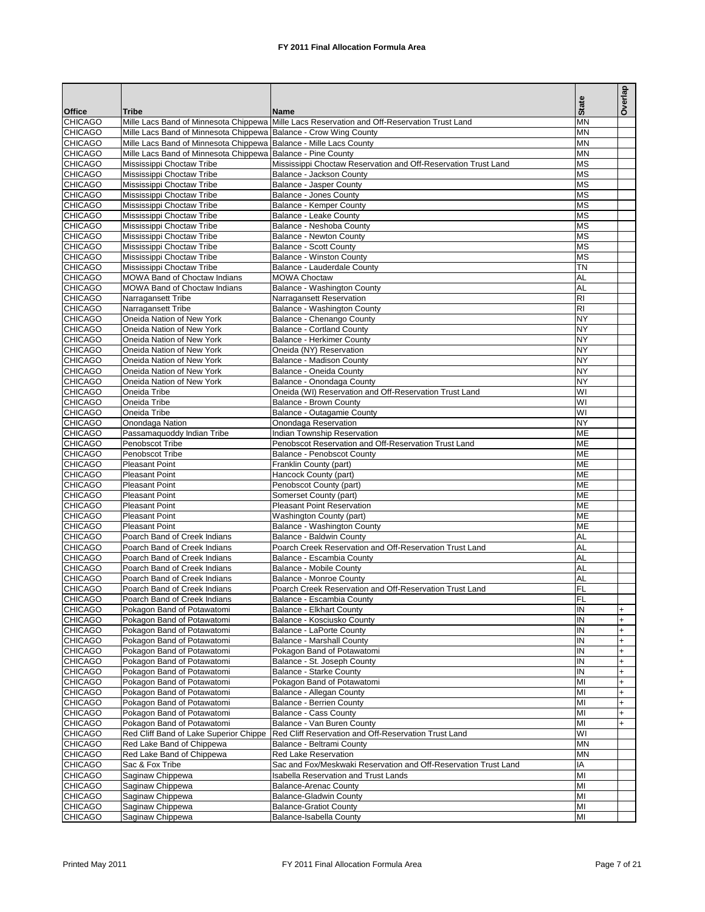# FY 2011 Final Allocation Formula Area

| Office | Tribe | Name | State | Overlap |
|---|---|---|---|---|
| CHICAGO | Mille Lacs Band of Minnesota Chippewa | Mille Lacs Reservation and Off-Reservation Trust Land | MN | |
| CHICAGO | Mille Lacs Band of Minnesota Chippewa | Balance - Crow Wing County | MN | |
| CHICAGO | Mille Lacs Band of Minnesota Chippewa | Balance - Mille Lacs County | MN | |
| CHICAGO | Mille Lacs Band of Minnesota Chippewa | Balance - Pine County | MN | |
| CHICAGO | Mississippi Choctaw Tribe | Mississippi Choctaw Reservation and Off-Reservation Trust Land | MS | |
| CHICAGO | Mississippi Choctaw Tribe | Balance - Jackson County | MS | |
| CHICAGO | Mississippi Choctaw Tribe | Balance - Jasper County | MS | |
| CHICAGO | Mississippi Choctaw Tribe | Balance - Jones County | MS | |
| CHICAGO | Mississippi Choctaw Tribe | Balance - Kemper County | MS | |
| CHICAGO | Mississippi Choctaw Tribe | Balance - Leake County | MS | |
| CHICAGO | Mississippi Choctaw Tribe | Balance - Neshoba County | MS | |
| CHICAGO | Mississippi Choctaw Tribe | Balance - Newton County | MS | |
| CHICAGO | Mississippi Choctaw Tribe | Balance - Scott County | MS | |
| CHICAGO | Mississippi Choctaw Tribe | Balance - Winston County | MS | |
| CHICAGO | Mississippi Choctaw Tribe | Balance - Lauderdale County | TN | |
| CHICAGO | MOWA Band of Choctaw Indians | MOWA Choctaw | AL | |
| CHICAGO | MOWA Band of Choctaw Indians | Balance - Washington County | AL | |
| CHICAGO | Narragansett Tribe | Narragansett Reservation | RI | |
| CHICAGO | Narragansett Tribe | Balance - Washington County | RI | |
| CHICAGO | Oneida Nation of New York | Balance - Chenango County | NY | |
| CHICAGO | Oneida Nation of New York | Balance - Cortland County | NY | |
| CHICAGO | Oneida Nation of New York | Balance - Herkimer County | NY | |
| CHICAGO | Oneida Nation of New York | Oneida (NY) Reservation | NY | |
| CHICAGO | Oneida Nation of New York | Balance - Madison County | NY | |
| CHICAGO | Oneida Nation of New York | Balance - Oneida County | NY | |
| CHICAGO | Oneida Nation of New York | Balance - Onondaga County | NY | |
| CHICAGO | Oneida Tribe | Oneida (WI) Reservation and Off-Reservation Trust Land | WI | |
| CHICAGO | Oneida Tribe | Balance - Brown County | WI | |
| CHICAGO | Oneida Tribe | Balance - Outagamie County | WI | |
| CHICAGO | Onondaga Nation | Onondaga Reservation | NY | |
| CHICAGO | Passamaquoddy Indian Tribe | Indian Township Reservation | ME | |
| CHICAGO | Penobscot Tribe | Penobscot Reservation and Off-Reservation Trust Land | ME | |
| CHICAGO | Penobscot Tribe | Balance - Penobscot County | ME | |
| CHICAGO | Pleasant Point | Franklin County (part) | ME | |
| CHICAGO | Pleasant Point | Hancock County (part) | ME | |
| CHICAGO | Pleasant Point | Penobscot County (part) | ME | |
| CHICAGO | Pleasant Point | Somerset County (part) | ME | |
| CHICAGO | Pleasant Point | Pleasant Point Reservation | ME | |
| CHICAGO | Pleasant Point | Washington County (part) | ME | |
| CHICAGO | Pleasant Point | Balance - Washington County | ME | |
| CHICAGO | Poarch Band of Creek Indians | Balance - Baldwin County | AL | |
| CHICAGO | Poarch Band of Creek Indians | Poarch Creek Reservation and Off-Reservation Trust Land | AL | |
| CHICAGO | Poarch Band of Creek Indians | Balance - Escambia County | AL | |
| CHICAGO | Poarch Band of Creek Indians | Balance - Mobile County | AL | |
| CHICAGO | Poarch Band of Creek Indians | Balance - Monroe County | AL | |
| CHICAGO | Poarch Band of Creek Indians | Poarch Creek Reservation and Off-Reservation Trust Land | FL | |
| CHICAGO | Poarch Band of Creek Indians | Balance - Escambia County | FL | |
| CHICAGO | Pokagon Band of Potawatomi | Balance - Elkhart County | IN | + |
| CHICAGO | Pokagon Band of Potawatomi | Balance - Kosciusko County | IN | + |
| CHICAGO | Pokagon Band of Potawatomi | Balance - LaPorte County | IN | + |
| CHICAGO | Pokagon Band of Potawatomi | Balance - Marshall County | IN | + |
| CHICAGO | Pokagon Band of Potawatomi | Pokagon Band of Potawatomi | IN | + |
| CHICAGO | Pokagon Band of Potawatomi | Balance - St. Joseph County | IN | + |
| CHICAGO | Pokagon Band of Potawatomi | Balance - Starke County | IN | + |
| CHICAGO | Pokagon Band of Potawatomi | Pokagon Band of Potawatomi | MI | + |
| CHICAGO | Pokagon Band of Potawatomi | Balance - Allegan County | MI | + |
| CHICAGO | Pokagon Band of Potawatomi | Balance - Berrien County | MI | + |
| CHICAGO | Pokagon Band of Potawatomi | Balance - Cass County | MI | + |
| CHICAGO | Pokagon Band of Potawatomi | Balance - Van Buren County | MI | + |
| CHICAGO | Red Cliff Band of Lake Superior Chippe | Red Cliff Reservation and Off-Reservation Trust Land | WI | |
| CHICAGO | Red Lake Band of Chippewa | Balance - Beltrami County | MN | |
| CHICAGO | Red Lake Band of Chippewa | Red Lake Reservation | MN | |
| CHICAGO | Sac & Fox Tribe | Sac and Fox/Meskwaki Reservation and Off-Reservation Trust Land | IA | |
| CHICAGO | Saginaw Chippewa | Isabella Reservation and Trust Lands | MI | |
| CHICAGO | Saginaw Chippewa | Balance-Arenac County | MI | |
| CHICAGO | Saginaw Chippewa | Balance-Gladwin County | MI | |
| CHICAGO | Saginaw Chippewa | Balance-Gratiot County | MI | |
| CHICAGO | Saginaw Chippewa | Balance-Isabella County | MI | |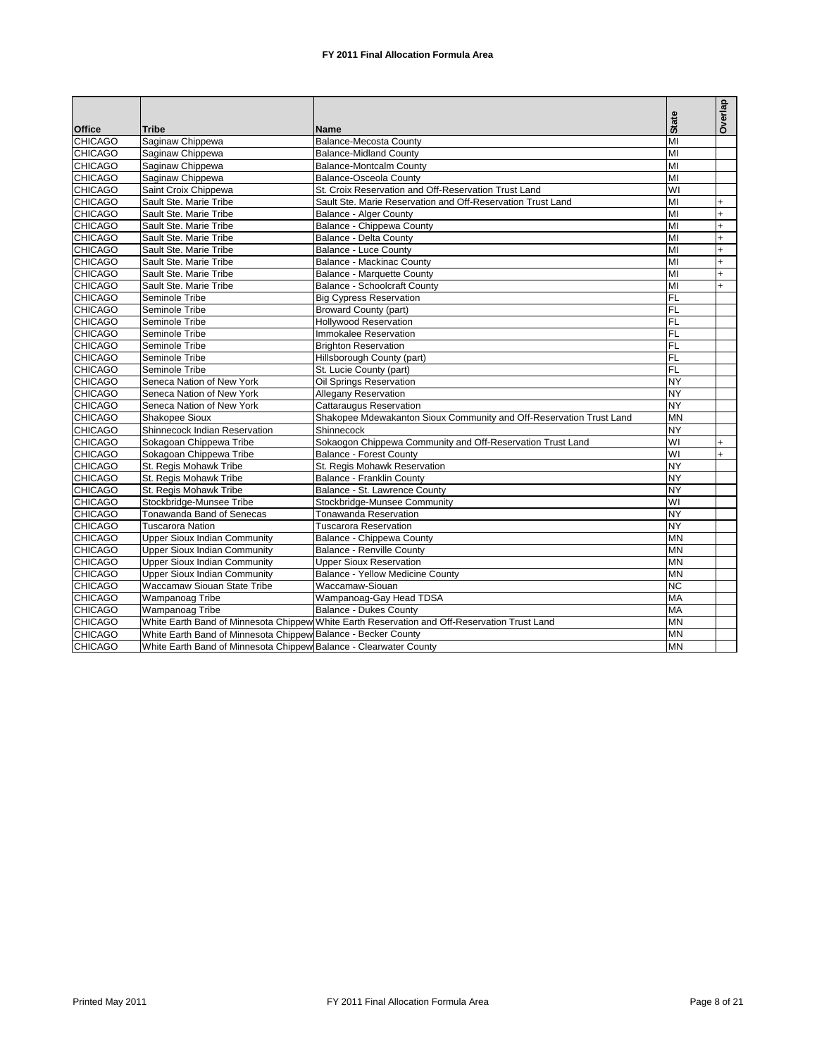# FY 2011 Final Allocation Formula Area

| Office | Tribe | Name | State | Overlap |
|---|---|---|---|---|
| CHICAGO | Saginaw Chippewa | Balance-Mecosta County | MI | |
| CHICAGO | Saginaw Chippewa | Balance-Midland County | MI | |
| CHICAGO | Saginaw Chippewa | Balance-Montcalm County | MI | |
| CHICAGO | Saginaw Chippewa | Balance-Osceola County | MI | |
| CHICAGO | Saint Croix Chippewa | St. Croix Reservation and Off-Reservation Trust Land | WI | |
| CHICAGO | Sault Ste. Marie Tribe | Sault Ste. Marie Reservation and Off-Reservation Trust Land | MI | + |
| CHICAGO | Sault Ste. Marie Tribe | Balance - Alger County | MI | + |
| CHICAGO | Sault Ste. Marie Tribe | Balance - Chippewa County | MI | + |
| CHICAGO | Sault Ste. Marie Tribe | Balance - Delta County | MI | + |
| CHICAGO | Sault Ste. Marie Tribe | Balance - Luce County | MI | + |
| CHICAGO | Sault Ste. Marie Tribe | Balance - Mackinac County | MI | + |
| CHICAGO | Sault Ste. Marie Tribe | Balance - Marquette County | MI | + |
| CHICAGO | Sault Ste. Marie Tribe | Balance - Schoolcraft County | MI | + |
| CHICAGO | Seminole Tribe | Big Cypress Reservation | FL | |
| CHICAGO | Seminole Tribe | Broward County (part) | FL | |
| CHICAGO | Seminole Tribe | Hollywood Reservation | FL | |
| CHICAGO | Seminole Tribe | Immokalee Reservation | FL | |
| CHICAGO | Seminole Tribe | Brighton Reservation | FL | |
| CHICAGO | Seminole Tribe | Hillsborough County (part) | FL | |
| CHICAGO | Seminole Tribe | St. Lucie County (part) | FL | |
| CHICAGO | Seneca Nation of New York | Oil Springs Reservation | NY | |
| CHICAGO | Seneca Nation of New York | Allegany Reservation | NY | |
| CHICAGO | Seneca Nation of New York | Cattaraugus Reservation | NY | |
| CHICAGO | Shakopee Sioux | Shakopee Mdewakanton Sioux Community and Off-Reservation Trust Land | MN | |
| CHICAGO | Shinnecock Indian Reservation | Shinnecock | NY | |
| CHICAGO | Sokagoan Chippewa Tribe | Sokaogon Chippewa Community and Off-Reservation Trust Land | WI | + |
| CHICAGO | Sokagoan Chippewa Tribe | Balance - Forest County | WI | + |
| CHICAGO | St. Regis Mohawk Tribe | St. Regis Mohawk Reservation | NY | |
| CHICAGO | St. Regis Mohawk Tribe | Balance - Franklin County | NY | |
| CHICAGO | St. Regis Mohawk Tribe | Balance - St. Lawrence County | NY | |
| CHICAGO | Stockbridge-Munsee Tribe | Stockbridge-Munsee Community | WI | |
| CHICAGO | Tonawanda Band of Senecas | Tonawanda Reservation | NY | |
| CHICAGO | Tuscarora Nation | Tuscarora Reservation | NY | |
| CHICAGO | Upper Sioux Indian Community | Balance - Chippewa County | MN | |
| CHICAGO | Upper Sioux Indian Community | Balance - Renville County | MN | |
| CHICAGO | Upper Sioux Indian Community | Upper Sioux Reservation | MN | |
| CHICAGO | Upper Sioux Indian Community | Balance - Yellow Medicine County | MN | |
| CHICAGO | Waccamaw Siouan State Tribe | Waccamaw-Siouan | NC | |
| CHICAGO | Wampanoag Tribe | Wampanoag-Gay Head TDSA | MA | |
| CHICAGO | Wampanoag Tribe | Balance - Dukes County | MA | |
| CHICAGO | White Earth Band of Minnesota Chippew | White Earth Reservation and Off-Reservation Trust Land | MN | |
| CHICAGO | White Earth Band of Minnesota Chippew | Balance - Becker County | MN | |
| CHICAGO | White Earth Band of Minnesota Chippew | Balance - Clearwater County | MN | |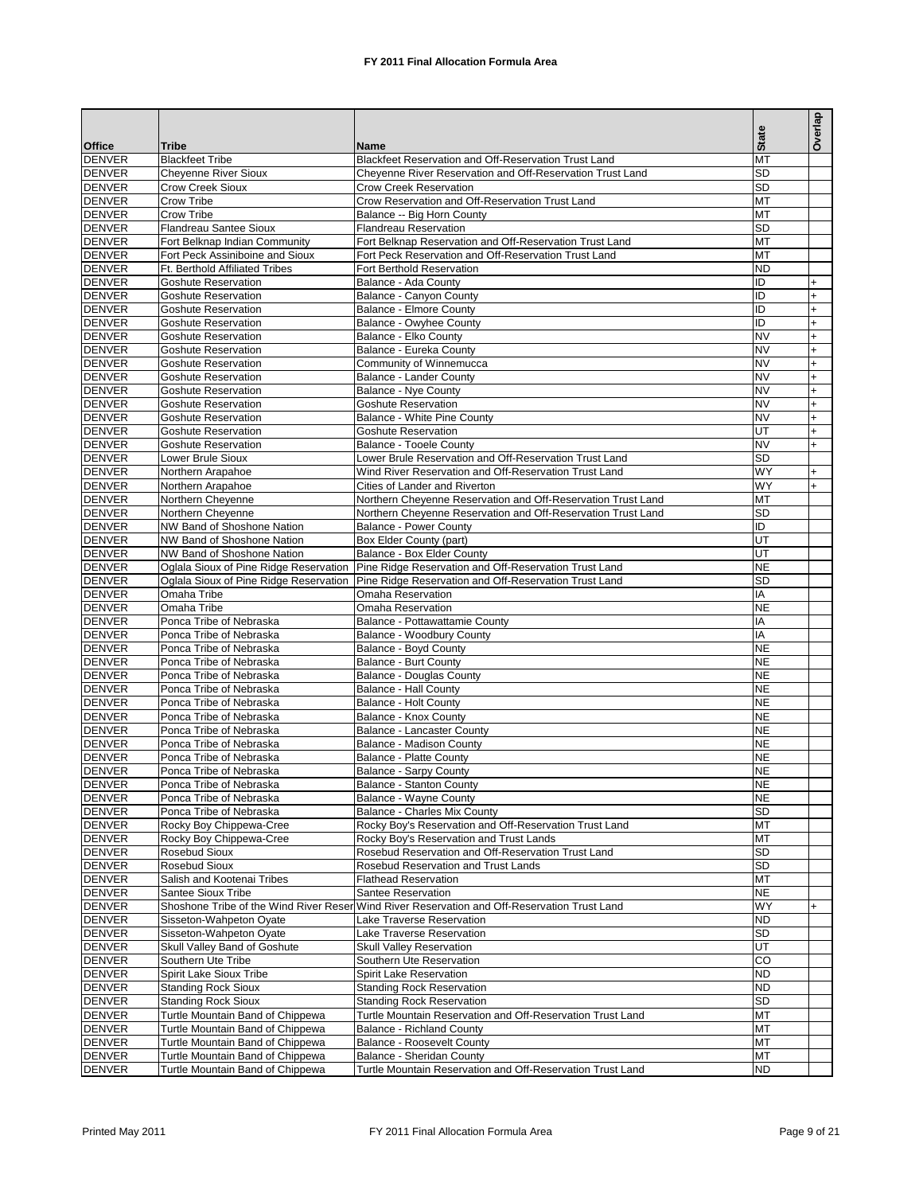# FY 2011 Final Allocation Formula Area

| Office | Tribe | Name | State | Overlap |
|---|---|---|---|---|
| DENVER | Blackfeet Tribe | Blackfeet Reservation and Off-Reservation Trust Land | MT | |
| DENVER | Cheyenne River Sioux | Cheyenne River Reservation and Off-Reservation Trust Land | SD | |
| DENVER | Crow Creek Sioux | Crow Creek Reservation | SD | |
| DENVER | Crow Tribe | Crow Reservation and Off-Reservation Trust Land | MT | |
| DENVER | Crow Tribe | Balance -- Big Horn County | MT | |
| DENVER | Flandreau Santee Sioux | Flandreau Reservation | SD | |
| DENVER | Fort Belknap Indian Community | Fort Belknap Reservation and Off-Reservation Trust Land | MT | |
| DENVER | Fort Peck Assiniboine and Sioux | Fort Peck Reservation and Off-Reservation Trust Land | MT | |
| DENVER | Ft. Berthold Affiliated Tribes | Fort Berthold Reservation | ND | |
| DENVER | Goshute Reservation | Balance - Ada County | ID | + |
| DENVER | Goshute Reservation | Balance - Canyon County | ID | + |
| DENVER | Goshute Reservation | Balance - Elmore County | ID | + |
| DENVER | Goshute Reservation | Balance - Owyhee County | ID | + |
| DENVER | Goshute Reservation | Balance - Elko County | NV | + |
| DENVER | Goshute Reservation | Balance - Eureka County | NV | + |
| DENVER | Goshute Reservation | Community of Winnemucca | NV | + |
| DENVER | Goshute Reservation | Balance - Lander County | NV | + |
| DENVER | Goshute Reservation | Balance - Nye County | NV | + |
| DENVER | Goshute Reservation | Goshute Reservation | NV | + |
| DENVER | Goshute Reservation | Balance - White Pine County | NV | + |
| DENVER | Goshute Reservation | Goshute Reservation | UT | + |
| DENVER | Goshute Reservation | Balance - Tooele County | NV | + |
| DENVER | Lower Brule Sioux | Lower Brule Reservation and Off-Reservation Trust Land | SD | |
| DENVER | Northern Arapahoe | Wind River Reservation and Off-Reservation Trust Land | WY | + |
| DENVER | Northern Arapahoe | Cities of Lander and Riverton | WY | + |
| DENVER | Northern Cheyenne | Northern Cheyenne Reservation and Off-Reservation Trust Land | MT | |
| DENVER | Northern Cheyenne | Northern Cheyenne Reservation and Off-Reservation Trust Land | SD | |
| DENVER | NW Band of Shoshone Nation | Balance - Power County | ID | |
| DENVER | NW Band of Shoshone Nation | Box Elder County (part) | UT | |
| DENVER | NW Band of Shoshone Nation | Balance - Box Elder County | UT | |
| DENVER | Oglala Sioux of Pine Ridge Reservation | Pine Ridge Reservation and Off-Reservation Trust Land | NE | |
| DENVER | Oglala Sioux of Pine Ridge Reservation | Pine Ridge Reservation and Off-Reservation Trust Land | SD | |
| DENVER | Omaha Tribe | Omaha Reservation | IA | |
| DENVER | Omaha Tribe | Omaha Reservation | NE | |
| DENVER | Ponca Tribe of Nebraska | Balance - Pottawattamie County | IA | |
| DENVER | Ponca Tribe of Nebraska | Balance - Woodbury County | IA | |
| DENVER | Ponca Tribe of Nebraska | Balance - Boyd County | NE | |
| DENVER | Ponca Tribe of Nebraska | Balance - Burt County | NE | |
| DENVER | Ponca Tribe of Nebraska | Balance - Douglas County | NE | |
| DENVER | Ponca Tribe of Nebraska | Balance - Hall County | NE | |
| DENVER | Ponca Tribe of Nebraska | Balance - Holt County | NE | |
| DENVER | Ponca Tribe of Nebraska | Balance - Knox County | NE | |
| DENVER | Ponca Tribe of Nebraska | Balance - Lancaster County | NE | |
| DENVER | Ponca Tribe of Nebraska | Balance - Madison County | NE | |
| DENVER | Ponca Tribe of Nebraska | Balance - Platte County | NE | |
| DENVER | Ponca Tribe of Nebraska | Balance - Sarpy County | NE | |
| DENVER | Ponca Tribe of Nebraska | Balance - Stanton County | NE | |
| DENVER | Ponca Tribe of Nebraska | Balance - Wayne County | NE | |
| DENVER | Ponca Tribe of Nebraska | Balance - Charles Mix County | SD | |
| DENVER | Rocky Boy Chippewa-Cree | Rocky Boy's Reservation and Off-Reservation Trust Land | MT | |
| DENVER | Rocky Boy Chippewa-Cree | Rocky Boy's Reservation and Trust Lands | MT | |
| DENVER | Rosebud Sioux | Rosebud Reservation and Off-Reservation Trust Land | SD | |
| DENVER | Rosebud Sioux | Rosebud Reservation and Trust Lands | SD | |
| DENVER | Salish and Kootenai Tribes | Flathead Reservation | MT | |
| DENVER | Santee Sioux Tribe | Santee Reservation | NE | |
| DENVER | Shoshone Tribe of the Wind River Reser | Wind River Reservation and Off-Reservation Trust Land | WY | + |
| DENVER | Sisseton-Wahpeton Oyate | Lake Traverse Reservation | ND | |
| DENVER | Sisseton-Wahpeton Oyate | Lake Traverse Reservation | SD | |
| DENVER | Skull Valley Band of Goshute | Skull Valley Reservation | UT | |
| DENVER | Southern Ute Tribe | Southern Ute Reservation | CO | |
| DENVER | Spirit Lake Sioux Tribe | Spirit Lake Reservation | ND | |
| DENVER | Standing Rock Sioux | Standing Rock Reservation | ND | |
| DENVER | Standing Rock Sioux | Standing Rock Reservation | SD | |
| DENVER | Turtle Mountain Band of Chippewa | Turtle Mountain Reservation and Off-Reservation Trust Land | MT | |
| DENVER | Turtle Mountain Band of Chippewa | Balance - Richland County | MT | |
| DENVER | Turtle Mountain Band of Chippewa | Balance - Roosevelt County | MT | |
| DENVER | Turtle Mountain Band of Chippewa | Balance - Sheridan County | MT | |
| DENVER | Turtle Mountain Band of Chippewa | Turtle Mountain Reservation and Off-Reservation Trust Land | ND | |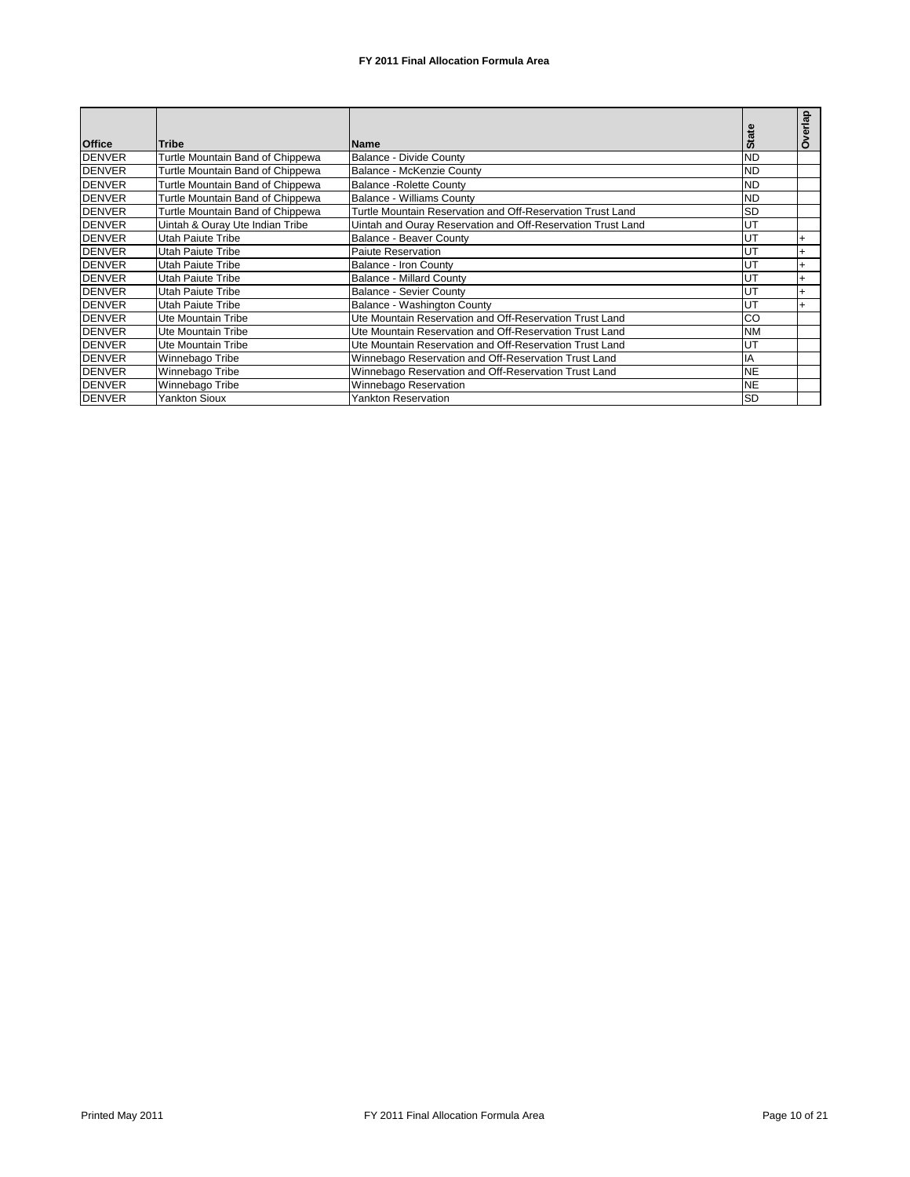**FY 2011 Final Allocation Formula Area**

| Office | Tribe | Name | State | Overlap |
|---|---|---|---|---|
| DENVER | Turtle Mountain Band of Chippewa | Balance - Divide County | ND | |
| DENVER | Turtle Mountain Band of Chippewa | Balance - McKenzie County | ND | |
| DENVER | Turtle Mountain Band of Chippewa | Balance -Rolette County | ND | |
| DENVER | Turtle Mountain Band of Chippewa | Balance - Williams County | ND | |
| DENVER | Turtle Mountain Band of Chippewa | Turtle Mountain Reservation and Off-Reservation Trust Land | SD | |
| DENVER | Uintah & Ouray Ute Indian Tribe | Uintah and Ouray Reservation and Off-Reservation Trust Land | UT | |
| DENVER | Utah Paiute Tribe | Balance - Beaver County | UT | + |
| DENVER | Utah Paiute Tribe | Paiute Reservation | UT | + |
| DENVER | Utah Paiute Tribe | Balance - Iron County | UT | + |
| DENVER | Utah Paiute Tribe | Balance - Millard County | UT | + |
| DENVER | Utah Paiute Tribe | Balance - Sevier County | UT | + |
| DENVER | Utah Paiute Tribe | Balance - Washington County | UT | + |
| DENVER | Ute Mountain Tribe | Ute Mountain Reservation and Off-Reservation Trust Land | CO | |
| DENVER | Ute Mountain Tribe | Ute Mountain Reservation and Off-Reservation Trust Land | NM | |
| DENVER | Ute Mountain Tribe | Ute Mountain Reservation and Off-Reservation Trust Land | UT | |
| DENVER | Winnebago Tribe | Winnebago Reservation and Off-Reservation Trust Land | IA | |
| DENVER | Winnebago Tribe | Winnebago Reservation and Off-Reservation Trust Land | NE | |
| DENVER | Winnebago Tribe | Winnebago Reservation | NE | |
| DENVER | Yankton Sioux | Yankton Reservation | SD | |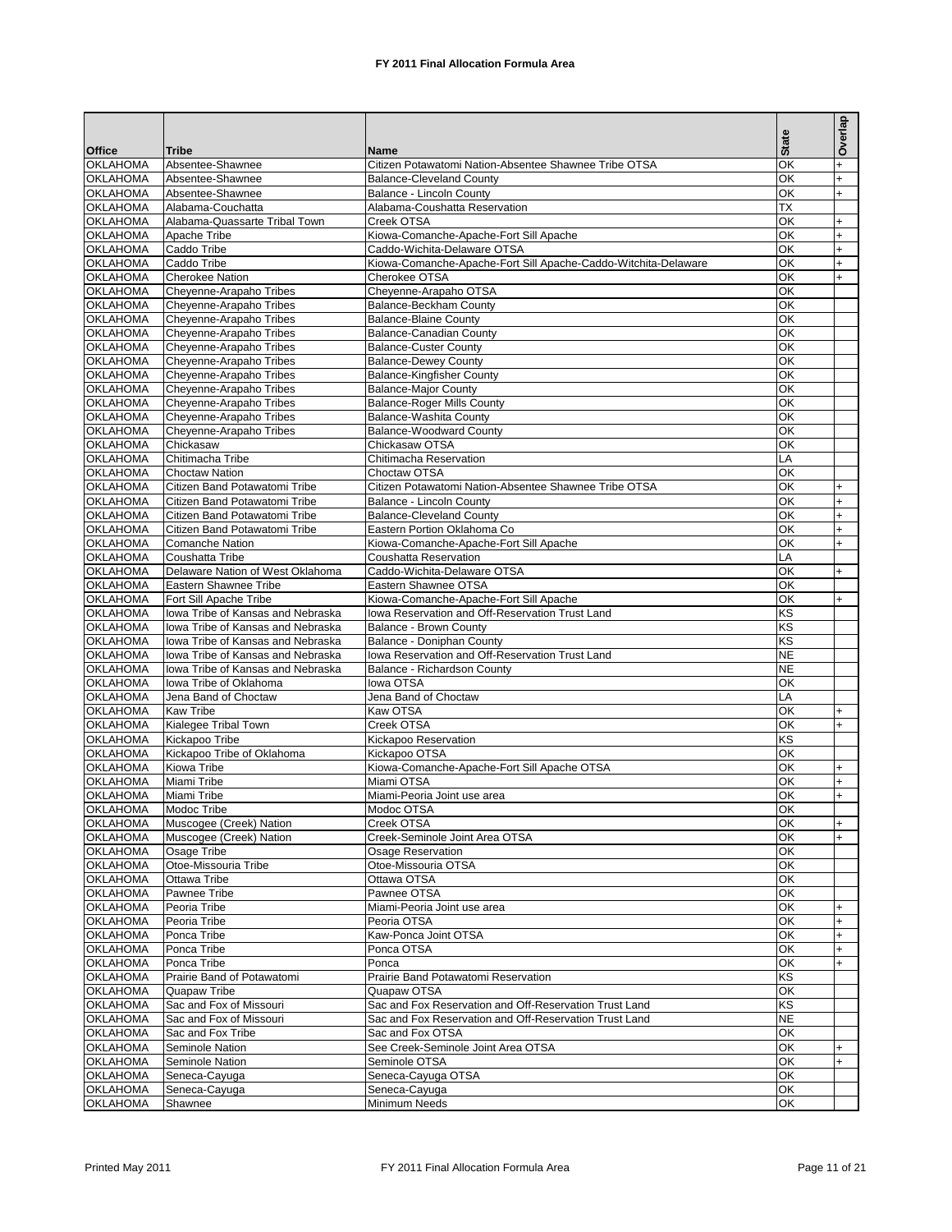# FY 2011 Final Allocation Formula Area

| Office | Tribe | Name | State | Overlap |
|---|---|---|---|---|
| OKLAHOMA | Absentee-Shawnee | Citizen Potawatomi Nation-Absentee Shawnee Tribe OTSA | OK | + |
| OKLAHOMA | Absentee-Shawnee | Balance-Cleveland County | OK | + |
| OKLAHOMA | Absentee-Shawnee | Balance - Lincoln County | OK | + |
| OKLAHOMA | Alabama-Couchatta | Alabama-Coushatta Reservation | TX | |
| OKLAHOMA | Alabama-Quassarte Tribal Town | Creek OTSA | OK | + |
| OKLAHOMA | Apache Tribe | Kiowa-Comanche-Apache-Fort Sill Apache | OK | + |
| OKLAHOMA | Caddo Tribe | Caddo-Wichita-Delaware OTSA | OK | + |
| OKLAHOMA | Caddo Tribe | Kiowa-Comanche-Apache-Fort Sill Apache-Caddo-Witchita-Delaware | OK | + |
| OKLAHOMA | Cherokee Nation | Cherokee OTSA | OK | + |
| OKLAHOMA | Cheyenne-Arapaho Tribes | Cheyenne-Arapaho OTSA | OK | |
| OKLAHOMA | Cheyenne-Arapaho Tribes | Balance-Beckham County | OK | |
| OKLAHOMA | Cheyenne-Arapaho Tribes | Balance-Blaine County | OK | |
| OKLAHOMA | Cheyenne-Arapaho Tribes | Balance-Canadian County | OK | |
| OKLAHOMA | Cheyenne-Arapaho Tribes | Balance-Custer County | OK | |
| OKLAHOMA | Cheyenne-Arapaho Tribes | Balance-Dewey County | OK | |
| OKLAHOMA | Cheyenne-Arapaho Tribes | Balance-Kingfisher County | OK | |
| OKLAHOMA | Cheyenne-Arapaho Tribes | Balance-Major County | OK | |
| OKLAHOMA | Cheyenne-Arapaho Tribes | Balance-Roger Mills County | OK | |
| OKLAHOMA | Cheyenne-Arapaho Tribes | Balance-Washita County | OK | |
| OKLAHOMA | Cheyenne-Arapaho Tribes | Balance-Woodward County | OK | |
| OKLAHOMA | Chickasaw | Chickasaw OTSA | OK | |
| OKLAHOMA | Chitimacha Tribe | Chitimacha Reservation | LA | |
| OKLAHOMA | Choctaw Nation | Choctaw OTSA | OK | |
| OKLAHOMA | Citizen Band Potawatomi Tribe | Citizen Potawatomi Nation-Absentee Shawnee Tribe OTSA | OK | + |
| OKLAHOMA | Citizen Band Potawatomi Tribe | Balance - Lincoln County | OK | + |
| OKLAHOMA | Citizen Band Potawatomi Tribe | Balance-Cleveland County | OK | + |
| OKLAHOMA | Citizen Band Potawatomi Tribe | Eastern Portion Oklahoma Co | OK | + |
| OKLAHOMA | Comanche Nation | Kiowa-Comanche-Apache-Fort Sill Apache | OK | + |
| OKLAHOMA | Coushatta Tribe | Coushatta Reservation | LA | |
| OKLAHOMA | Delaware Nation of West Oklahoma | Caddo-Wichita-Delaware OTSA | OK | + |
| OKLAHOMA | Eastern Shawnee Tribe | Eastern Shawnee OTSA | OK | |
| OKLAHOMA | Fort Sill Apache Tribe | Kiowa-Comanche-Apache-Fort Sill Apache | OK | + |
| OKLAHOMA | Iowa Tribe of Kansas and Nebraska | Iowa Reservation and Off-Reservation Trust Land | KS | |
| OKLAHOMA | Iowa Tribe of Kansas and Nebraska | Balance - Brown County | KS | |
| OKLAHOMA | Iowa Tribe of Kansas and Nebraska | Balance - Doniphan County | KS | |
| OKLAHOMA | Iowa Tribe of Kansas and Nebraska | Iowa Reservation and Off-Reservation Trust Land | NE | |
| OKLAHOMA | Iowa Tribe of Kansas and Nebraska | Balance - Richardson County | NE | |
| OKLAHOMA | Iowa Tribe of Oklahoma | Iowa OTSA | OK | |
| OKLAHOMA | Jena Band of Choctaw | Jena Band of Choctaw | LA | |
| OKLAHOMA | Kaw Tribe | Kaw OTSA | OK | + |
| OKLAHOMA | Kialegee Tribal Town | Creek OTSA | OK | + |
| OKLAHOMA | Kickapoo Tribe | Kickapoo Reservation | KS | |
| OKLAHOMA | Kickapoo Tribe of Oklahoma | Kickapoo OTSA | OK | |
| OKLAHOMA | Kiowa Tribe | Kiowa-Comanche-Apache-Fort Sill Apache OTSA | OK | + |
| OKLAHOMA | Miami Tribe | Miami OTSA | OK | + |
| OKLAHOMA | Miami Tribe | Miami-Peoria Joint use area | OK | + |
| OKLAHOMA | Modoc Tribe | Modoc OTSA | OK | |
| OKLAHOMA | Muscogee (Creek) Nation | Creek OTSA | OK | + |
| OKLAHOMA | Muscogee (Creek) Nation | Creek-Seminole Joint Area OTSA | OK | + |
| OKLAHOMA | Osage Tribe | Osage Reservation | OK | |
| OKLAHOMA | Otoe-Missouria Tribe | Otoe-Missouria OTSA | OK | |
| OKLAHOMA | Ottawa Tribe | Ottawa OTSA | OK | |
| OKLAHOMA | Pawnee Tribe | Pawnee OTSA | OK | |
| OKLAHOMA | Peoria Tribe | Miami-Peoria Joint use area | OK | + |
| OKLAHOMA | Peoria Tribe | Peoria OTSA | OK | + |
| OKLAHOMA | Ponca Tribe | Kaw-Ponca Joint OTSA | OK | + |
| OKLAHOMA | Ponca Tribe | Ponca OTSA | OK | + |
| OKLAHOMA | Ponca Tribe | Ponca | OK | + |
| OKLAHOMA | Prairie Band of Potawatomi | Prairie Band Potawatomi Reservation | KS | |
| OKLAHOMA | Quapaw Tribe | Quapaw OTSA | OK | |
| OKLAHOMA | Sac and Fox of Missouri | Sac and Fox Reservation and Off-Reservation Trust Land | KS | |
| OKLAHOMA | Sac and Fox of Missouri | Sac and Fox Reservation and Off-Reservation Trust Land | NE | |
| OKLAHOMA | Sac and Fox Tribe | Sac and Fox OTSA | OK | |
| OKLAHOMA | Seminole Nation | See Creek-Seminole Joint Area OTSA | OK | + |
| OKLAHOMA | Seminole Nation | Seminole OTSA | OK | + |
| OKLAHOMA | Seneca-Cayuga | Seneca-Cayuga OTSA | OK | |
| OKLAHOMA | Seneca-Cayuga | Seneca-Cayuga | OK | |
| OKLAHOMA | Shawnee | Minimum Needs | OK | |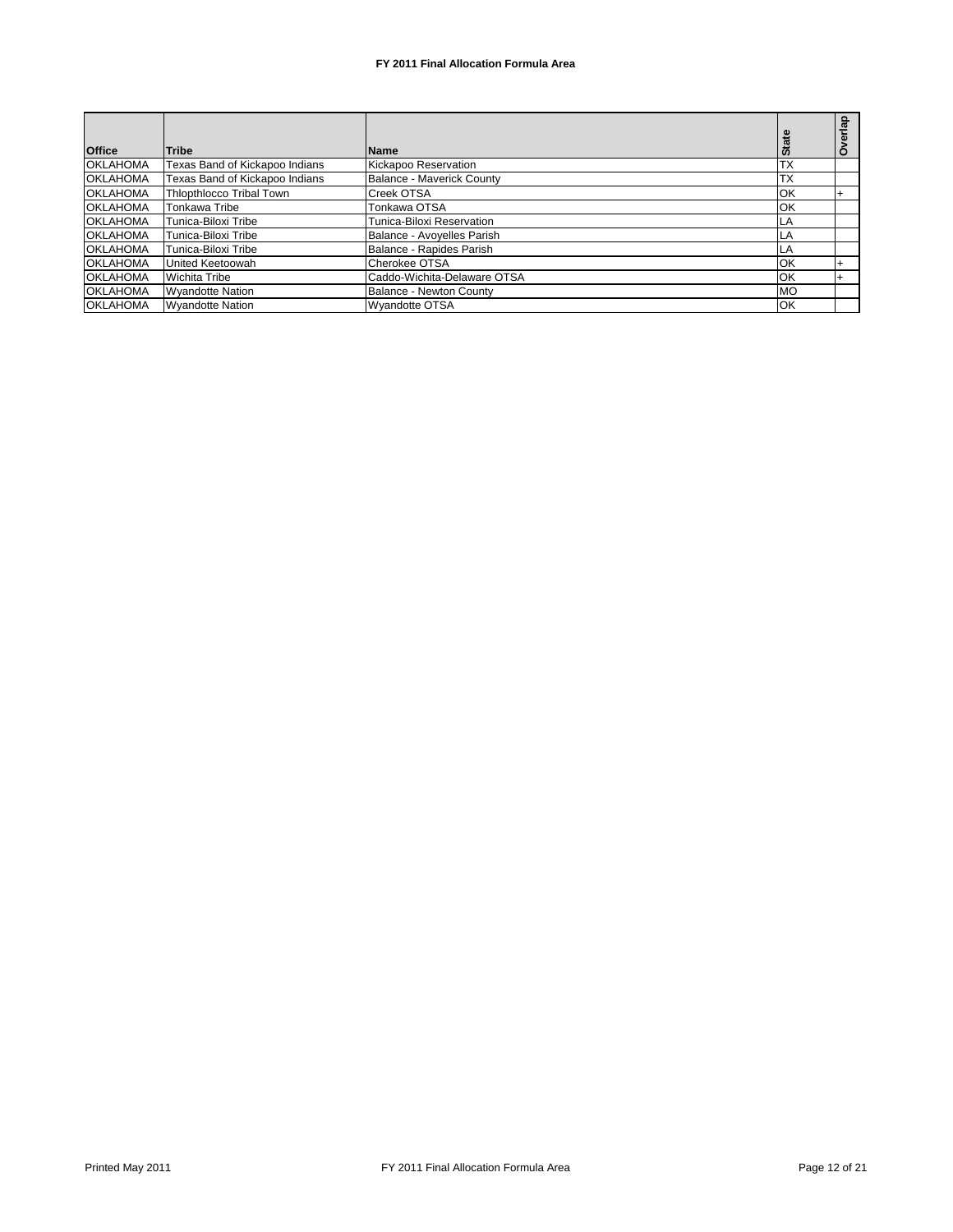**FY 2011 Final Allocation Formula Area**

| Office | Tribe | Name | State | Overlap |
| --- | --- | --- | --- | --- |
| OKLAHOMA | Texas Band of Kickapoo Indians | Kickapoo Reservation | TX | |
| OKLAHOMA | Texas Band of Kickapoo Indians | Balance - Maverick County | TX | |
| OKLAHOMA | Thlopthlocco Tribal Town | Creek OTSA | OK | + |
| OKLAHOMA | Tonkawa Tribe | Tonkawa OTSA | OK | |
| OKLAHOMA | Tunica-Biloxi Tribe | Tunica-Biloxi Reservation | LA | |
| OKLAHOMA | Tunica-Biloxi Tribe | Balance - Avoyelles Parish | LA | |
| OKLAHOMA | Tunica-Biloxi Tribe | Balance - Rapides Parish | LA | |
| OKLAHOMA | United Keetoowah | Cherokee OTSA | OK | + |
| OKLAHOMA | Wichita Tribe | Caddo-Wichita-Delaware OTSA | OK | + |
| OKLAHOMA | Wyandotte Nation | Balance - Newton County | MO | |
| OKLAHOMA | Wyandotte Nation | Wyandotte OTSA | OK | |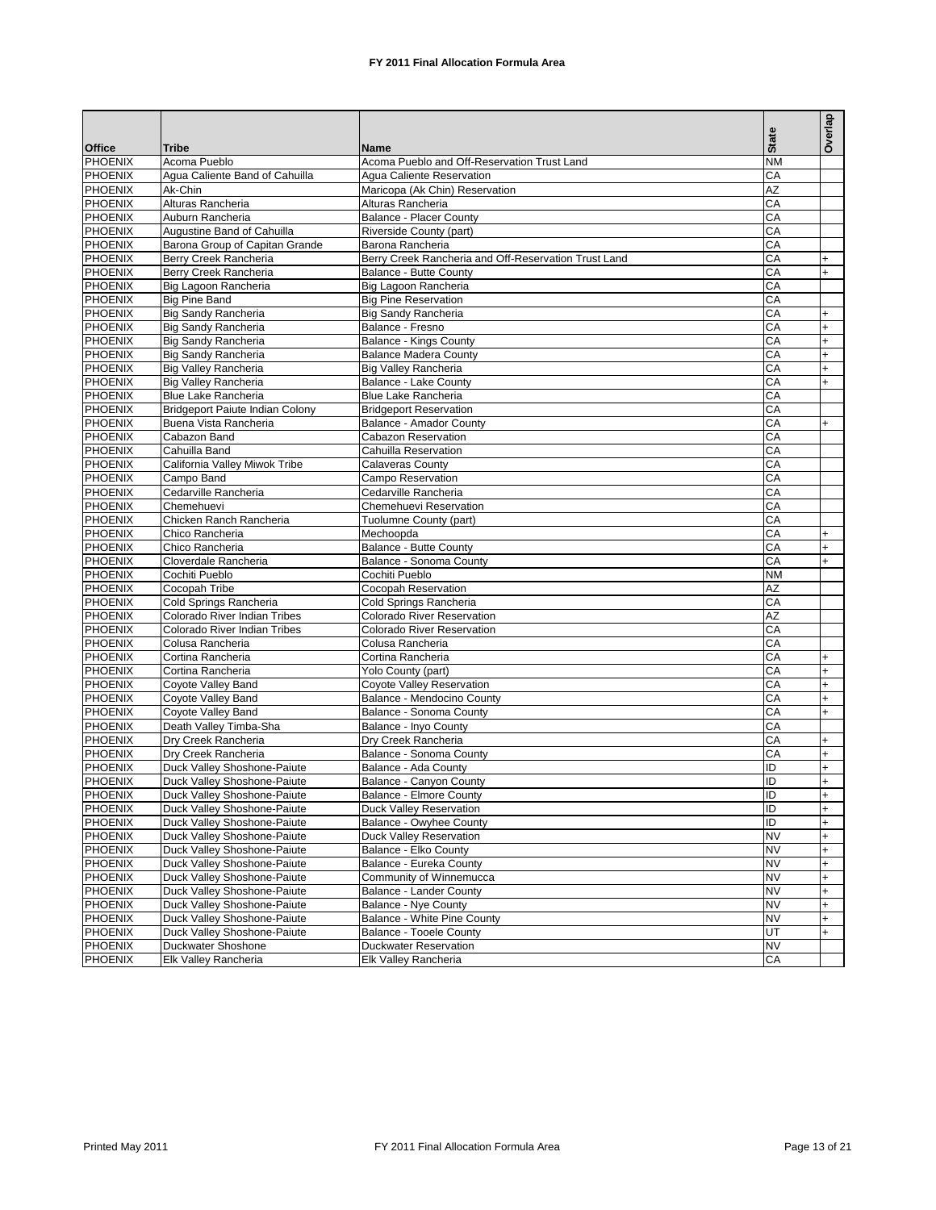# FY 2011 Final Allocation Formula Area

| Office | Tribe | Name | State | Overlap |
|---|---|---|---|---|
| PHOENIX | Acoma Pueblo | Acoma Pueblo and Off-Reservation Trust Land | NM | |
| PHOENIX | Agua Caliente Band of Cahuilla | Agua Caliente Reservation | CA | |
| PHOENIX | Ak-Chin | Maricopa (Ak Chin) Reservation | AZ | |
| PHOENIX | Alturas Rancheria | Alturas Rancheria | CA | |
| PHOENIX | Auburn Rancheria | Balance - Placer County | CA | |
| PHOENIX | Augustine Band of Cahuilla | Riverside County (part) | CA | |
| PHOENIX | Barona Group of Capitan Grande | Barona Rancheria | CA | |
| PHOENIX | Berry Creek Rancheria | Berry Creek Rancheria and Off-Reservation Trust Land | CA | + |
| PHOENIX | Berry Creek Rancheria | Balance - Butte County | CA | + |
| PHOENIX | Big Lagoon Rancheria | Big Lagoon Rancheria | CA | |
| PHOENIX | Big Pine Band | Big Pine Reservation | CA | |
| PHOENIX | Big Sandy Rancheria | Big Sandy Rancheria | CA | + |
| PHOENIX | Big Sandy Rancheria | Balance - Fresno | CA | + |
| PHOENIX | Big Sandy Rancheria | Balance - Kings County | CA | + |
| PHOENIX | Big Sandy Rancheria | Balance Madera County | CA | + |
| PHOENIX | Big Valley Rancheria | Big Valley Rancheria | CA | + |
| PHOENIX | Big Valley Rancheria | Balance - Lake County | CA | + |
| PHOENIX | Blue Lake Rancheria | Blue Lake Rancheria | CA | |
| PHOENIX | Bridgeport Paiute Indian Colony | Bridgeport Reservation | CA | |
| PHOENIX | Buena Vista Rancheria | Balance - Amador County | CA | + |
| PHOENIX | Cabazon Band | Cabazon Reservation | CA | |
| PHOENIX | Cahuilla Band | Cahuilla Reservation | CA | |
| PHOENIX | California Valley Miwok Tribe | Calaveras County | CA | |
| PHOENIX | Campo Band | Campo Reservation | CA | |
| PHOENIX | Cedarville Rancheria | Cedarville Rancheria | CA | |
| PHOENIX | Chemehuevi | Chemehuevi Reservation | CA | |
| PHOENIX | Chicken Ranch Rancheria | Tuolumne County (part) | CA | |
| PHOENIX | Chico Rancheria | Mechoopda | CA | + |
| PHOENIX | Chico Rancheria | Balance - Butte County | CA | + |
| PHOENIX | Cloverdale Rancheria | Balance - Sonoma County | CA | + |
| PHOENIX | Cochiti Pueblo | Cochiti Pueblo | NM | |
| PHOENIX | Cocopah Tribe | Cocopah Reservation | AZ | |
| PHOENIX | Cold Springs Rancheria | Cold Springs Rancheria | CA | |
| PHOENIX | Colorado River Indian Tribes | Colorado River Reservation | AZ | |
| PHOENIX | Colorado River Indian Tribes | Colorado River Reservation | CA | |
| PHOENIX | Colusa Rancheria | Colusa Rancheria | CA | |
| PHOENIX | Cortina Rancheria | Cortina Rancheria | CA | + |
| PHOENIX | Cortina Rancheria | Yolo County (part) | CA | + |
| PHOENIX | Coyote Valley Band | Coyote Valley Reservation | CA | + |
| PHOENIX | Coyote Valley Band | Balance - Mendocino County | CA | + |
| PHOENIX | Coyote Valley Band | Balance - Sonoma County | CA | + |
| PHOENIX | Death Valley Timba-Sha | Balance - Inyo County | CA | |
| PHOENIX | Dry Creek Rancheria | Dry Creek Rancheria | CA | + |
| PHOENIX | Dry Creek Rancheria | Balance - Sonoma County | CA | + |
| PHOENIX | Duck Valley Shoshone-Paiute | Balance - Ada County | ID | + |
| PHOENIX | Duck Valley Shoshone-Paiute | Balance - Canyon County | ID | + |
| PHOENIX | Duck Valley Shoshone-Paiute | Balance - Elmore County | ID | + |
| PHOENIX | Duck Valley Shoshone-Paiute | Duck Valley Reservation | ID | + |
| PHOENIX | Duck Valley Shoshone-Paiute | Balance - Owyhee County | ID | + |
| PHOENIX | Duck Valley Shoshone-Paiute | Duck Valley Reservation | NV | + |
| PHOENIX | Duck Valley Shoshone-Paiute | Balance - Elko County | NV | + |
| PHOENIX | Duck Valley Shoshone-Paiute | Balance - Eureka County | NV | + |
| PHOENIX | Duck Valley Shoshone-Paiute | Community of Winnemucca | NV | + |
| PHOENIX | Duck Valley Shoshone-Paiute | Balance - Lander County | NV | + |
| PHOENIX | Duck Valley Shoshone-Paiute | Balance - Nye County | NV | + |
| PHOENIX | Duck Valley Shoshone-Paiute | Balance - White Pine County | NV | + |
| PHOENIX | Duck Valley Shoshone-Paiute | Balance - Tooele County | UT | + |
| PHOENIX | Duckwater Shoshone | Duckwater Reservation | NV | |
| PHOENIX | Elk Valley Rancheria | Elk Valley Rancheria | CA | |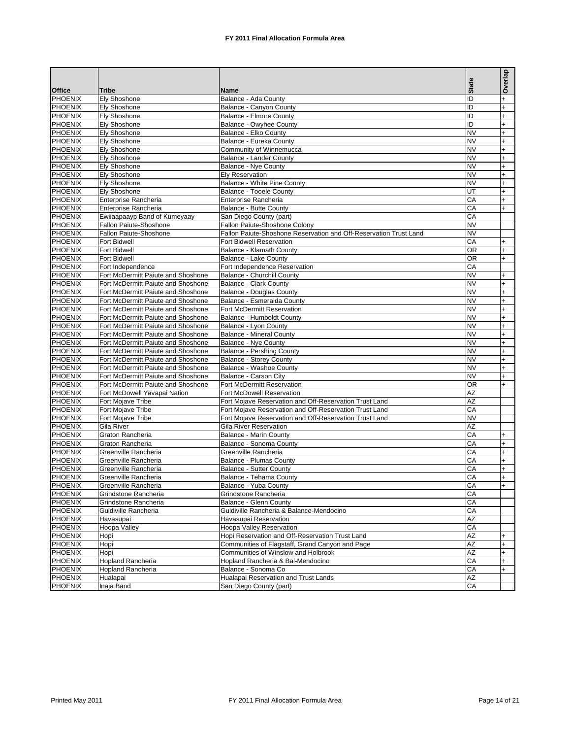**FY 2011 Final Allocation Formula Area**

| Office | Tribe | Name | State | Overlap |
|---|---|---|---|---|
| PHOENIX | Ely Shoshone | Balance - Ada County | ID | + |
| PHOENIX | Ely Shoshone | Balance - Canyon County | ID | + |
| PHOENIX | Ely Shoshone | Balance - Elmore County | ID | + |
| PHOENIX | Ely Shoshone | Balance - Owyhee County | ID | + |
| PHOENIX | Ely Shoshone | Balance - Elko County | NV | + |
| PHOENIX | Ely Shoshone | Balance - Eureka County | NV | + |
| PHOENIX | Ely Shoshone | Community of Winnemucca | NV | + |
| PHOENIX | Ely Shoshone | Balance - Lander County | NV | + |
| PHOENIX | Ely Shoshone | Balance - Nye County | NV | + |
| PHOENIX | Ely Shoshone | Ely Reservation | NV | + |
| PHOENIX | Ely Shoshone | Balance - White Pine County | NV | + |
| PHOENIX | Ely Shoshone | Balance - Tooele County | UT | + |
| PHOENIX | Enterprise Rancheria | Enterprise Rancheria | CA | + |
| PHOENIX | Enterprise Rancheria | Balance - Butte County | CA | + |
| PHOENIX | Ewiiaapaayp Band of Kumeyaay | San Diego County (part) | CA | |
| PHOENIX | Fallon Paiute-Shoshone | Fallon Paiute-Shoshone Colony | NV | |
| PHOENIX | Fallon Paiute-Shoshone | Fallon Paiute-Shoshone Reservation and Off-Reservation Trust Land | NV | |
| PHOENIX | Fort Bidwell | Fort Bidwell Reservation | CA | + |
| PHOENIX | Fort Bidwell | Balance - Klamath County | OR | + |
| PHOENIX | Fort Bidwell | Balance - Lake County | OR | + |
| PHOENIX | Fort Independence | Fort Independence Reservation | CA | |
| PHOENIX | Fort McDermitt Paiute and Shoshone | Balance - Churchill County | NV | + |
| PHOENIX | Fort McDermitt Paiute and Shoshone | Balance - Clark County | NV | + |
| PHOENIX | Fort McDermitt Paiute and Shoshone | Balance - Douglas County | NV | + |
| PHOENIX | Fort McDermitt Paiute and Shoshone | Balance - Esmeralda County | NV | + |
| PHOENIX | Fort McDermitt Paiute and Shoshone | Fort McDermitt Reservation | NV | + |
| PHOENIX | Fort McDermitt Paiute and Shoshone | Balance - Humboldt County | NV | + |
| PHOENIX | Fort McDermitt Paiute and Shoshone | Balance - Lyon County | NV | + |
| PHOENIX | Fort McDermitt Paiute and Shoshone | Balance - Mineral County | NV | + |
| PHOENIX | Fort McDermitt Paiute and Shoshone | Balance - Nye County | NV | + |
| PHOENIX | Fort McDermitt Paiute and Shoshone | Balance - Pershing County | NV | + |
| PHOENIX | Fort McDermitt Paiute and Shoshone | Balance - Storey County | NV | + |
| PHOENIX | Fort McDermitt Paiute and Shoshone | Balance - Washoe County | NV | + |
| PHOENIX | Fort McDermitt Paiute and Shoshone | Balance - Carson City | NV | + |
| PHOENIX | Fort McDermitt Paiute and Shoshone | Fort McDermitt Reservation | OR | + |
| PHOENIX | Fort McDowell Yavapai Nation | Fort McDowell Reservation | AZ | |
| PHOENIX | Fort Mojave Tribe | Fort Mojave Reservation and Off-Reservation Trust Land | AZ | |
| PHOENIX | Fort Mojave Tribe | Fort Mojave Reservation and Off-Reservation Trust Land | CA | |
| PHOENIX | Fort Mojave Tribe | Fort Mojave Reservation and Off-Reservation Trust Land | NV | |
| PHOENIX | Gila River | Gila River Reservation | AZ | |
| PHOENIX | Graton Rancheria | Balance - Marin County | CA | + |
| PHOENIX | Graton Rancheria | Balance - Sonoma County | CA | + |
| PHOENIX | Greenville Rancheria | Greenville Rancheria | CA | + |
| PHOENIX | Greenville Rancheria | Balance - Plumas County | CA | + |
| PHOENIX | Greenville Rancheria | Balance - Sutter County | CA | + |
| PHOENIX | Greenville Rancheria | Balance - Tehama County | CA | + |
| PHOENIX | Greenville Rancheria | Balance - Yuba County | CA | + |
| PHOENIX | Grindstone Rancheria | Grindstone Rancheria | CA | |
| PHOENIX | Grindstone Rancheria | Balance - Glenn County | CA | |
| PHOENIX | Guidiville Rancheria | Guidiville Rancheria & Balance-Mendocino | CA | |
| PHOENIX | Havasupai | Havasupai Reservation | AZ | |
| PHOENIX | Hoopa Valley | Hoopa Valley Reservation | CA | |
| PHOENIX | Hopi | Hopi Reservation and Off-Reservation Trust Land | AZ | + |
| PHOENIX | Hopi | Communities of Flagstaff, Grand Canyon and Page | AZ | + |
| PHOENIX | Hopi | Communities of Winslow and Holbrook | AZ | + |
| PHOENIX | Hopland Rancheria | Hopland Rancheria & Bal-Mendocino | CA | + |
| PHOENIX | Hopland Rancheria | Balance - Sonoma Co | CA | + |
| PHOENIX | Hualapai | Hualapai Reservation and Trust Lands | AZ | |
| PHOENIX | Inaja Band | San Diego County (part) | CA | |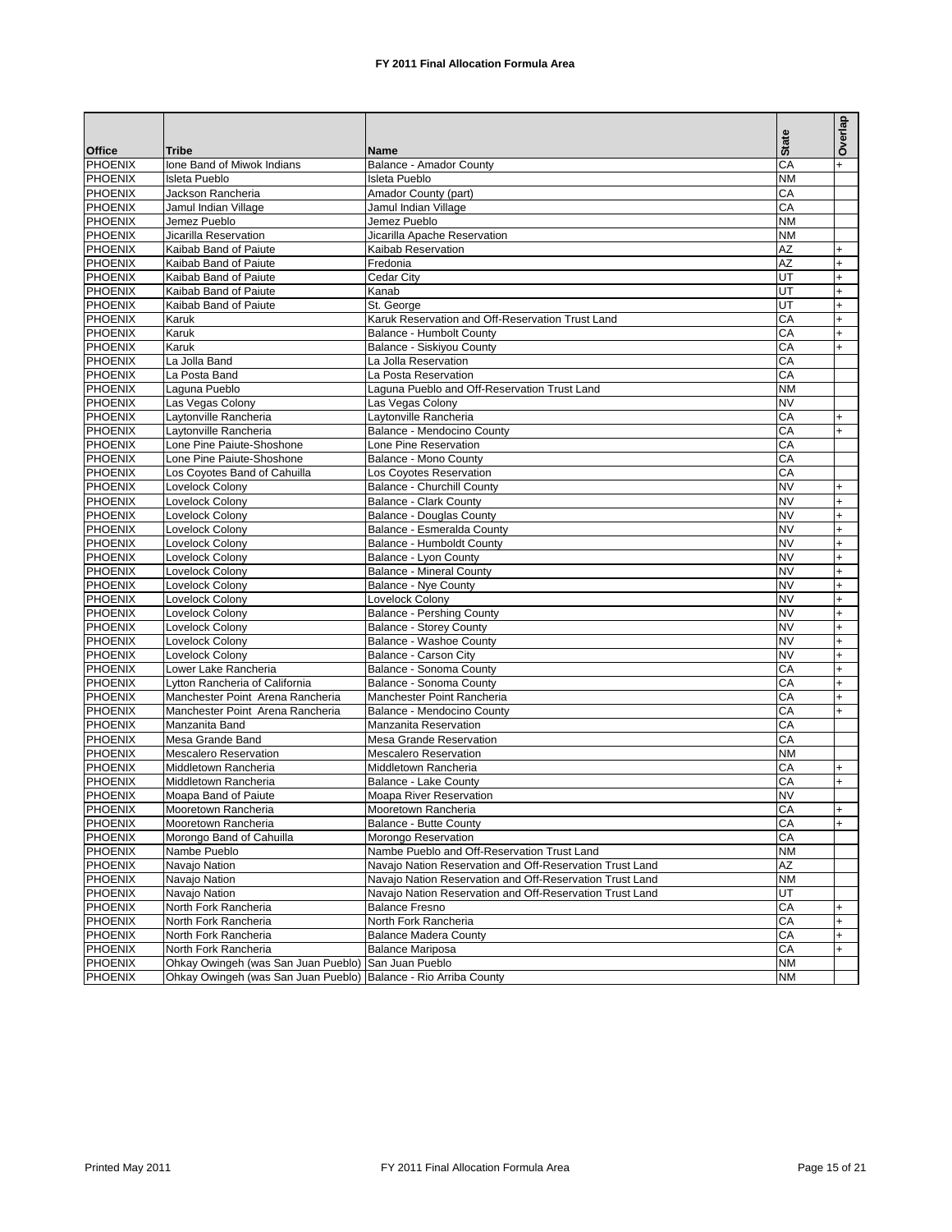**FY 2011 Final Allocation Formula Area**

| Office | Tribe | Name | State | Overlap |
|---|---|---|---|---|
| PHOENIX | Ione Band of Miwok Indians | Balance - Amador County | CA | + |
| PHOENIX | Isleta Pueblo | Isleta Pueblo | NM | |
| PHOENIX | Jackson Rancheria | Amador County (part) | CA | |
| PHOENIX | Jamul Indian Village | Jamul Indian Village | CA | |
| PHOENIX | Jemez Pueblo | Jemez Pueblo | NM | |
| PHOENIX | Jicarilla Reservation | Jicarilla Apache Reservation | NM | |
| PHOENIX | Kaibab Band of Paiute | Kaibab Reservation | AZ | + |
| PHOENIX | Kaibab Band of Paiute | Fredonia | AZ | + |
| PHOENIX | Kaibab Band of Paiute | Cedar City | UT | + |
| PHOENIX | Kaibab Band of Paiute | Kanab | UT | + |
| PHOENIX | Kaibab Band of Paiute | St. George | UT | + |
| PHOENIX | Karuk | Karuk Reservation and Off-Reservation Trust Land | CA | + |
| PHOENIX | Karuk | Balance - Humbolt County | CA | + |
| PHOENIX | Karuk | Balance - Siskiyou County | CA | + |
| PHOENIX | La Jolla Band | La Jolla Reservation | CA | |
| PHOENIX | La Posta Band | La Posta Reservation | CA | |
| PHOENIX | Laguna Pueblo | Laguna Pueblo and Off-Reservation Trust Land | NM | |
| PHOENIX | Las Vegas Colony | Las Vegas Colony | NV | |
| PHOENIX | Laytonville Rancheria | Laytonville Rancheria | CA | + |
| PHOENIX | Laytonville Rancheria | Balance - Mendocino County | CA | + |
| PHOENIX | Lone Pine Paiute-Shoshone | Lone Pine Reservation | CA | |
| PHOENIX | Lone Pine Paiute-Shoshone | Balance - Mono County | CA | |
| PHOENIX | Los Coyotes Band of Cahuilla | Los Coyotes Reservation | CA | |
| PHOENIX | Lovelock Colony | Balance - Churchill County | NV | + |
| PHOENIX | Lovelock Colony | Balance - Clark County | NV | + |
| PHOENIX | Lovelock Colony | Balance - Douglas County | NV | + |
| PHOENIX | Lovelock Colony | Balance - Esmeralda County | NV | + |
| PHOENIX | Lovelock Colony | Balance - Humboldt County | NV | + |
| PHOENIX | Lovelock Colony | Balance - Lyon County | NV | + |
| PHOENIX | Lovelock Colony | Balance - Mineral County | NV | + |
| PHOENIX | Lovelock Colony | Balance - Nye County | NV | + |
| PHOENIX | Lovelock Colony | Lovelock Colony | NV | + |
| PHOENIX | Lovelock Colony | Balance - Pershing County | NV | + |
| PHOENIX | Lovelock Colony | Balance - Storey County | NV | + |
| PHOENIX | Lovelock Colony | Balance - Washoe County | NV | + |
| PHOENIX | Lovelock Colony | Balance - Carson City | NV | + |
| PHOENIX | Lower Lake Rancheria | Balance - Sonoma County | CA | + |
| PHOENIX | Lytton Rancheria of California | Balance - Sonoma County | CA | + |
| PHOENIX | Manchester Point Arena Rancheria | Manchester Point Rancheria | CA | + |
| PHOENIX | Manchester Point Arena Rancheria | Balance - Mendocino County | CA | + |
| PHOENIX | Manzanita Band | Manzanita Reservation | CA | |
| PHOENIX | Mesa Grande Band | Mesa Grande Reservation | CA | |
| PHOENIX | Mescalero Reservation | Mescalero Reservation | NM | |
| PHOENIX | Middletown Rancheria | Middletown Rancheria | CA | + |
| PHOENIX | Middletown Rancheria | Balance - Lake County | CA | + |
| PHOENIX | Moapa Band of Paiute | Moapa River Reservation | NV | |
| PHOENIX | Mooretown Rancheria | Mooretown Rancheria | CA | + |
| PHOENIX | Mooretown Rancheria | Balance - Butte County | CA | + |
| PHOENIX | Morongo Band of Cahuilla | Morongo Reservation | CA | |
| PHOENIX | Nambe Pueblo | Nambe Pueblo and Off-Reservation Trust Land | NM | |
| PHOENIX | Navajo Nation | Navajo Nation Reservation and Off-Reservation Trust Land | AZ | |
| PHOENIX | Navajo Nation | Navajo Nation Reservation and Off-Reservation Trust Land | NM | |
| PHOENIX | Navajo Nation | Navajo Nation Reservation and Off-Reservation Trust Land | UT | |
| PHOENIX | North Fork Rancheria | Balance Fresno | CA | + |
| PHOENIX | North Fork Rancheria | North Fork Rancheria | CA | + |
| PHOENIX | North Fork Rancheria | Balance Madera County | CA | + |
| PHOENIX | North Fork Rancheria | Balance Mariposa | CA | + |
| PHOENIX | Ohkay Owingeh (was San Juan Pueblo) | San Juan Pueblo | NM | |
| PHOENIX | Ohkay Owingeh (was San Juan Pueblo) | Balance - Rio Arriba County | NM | |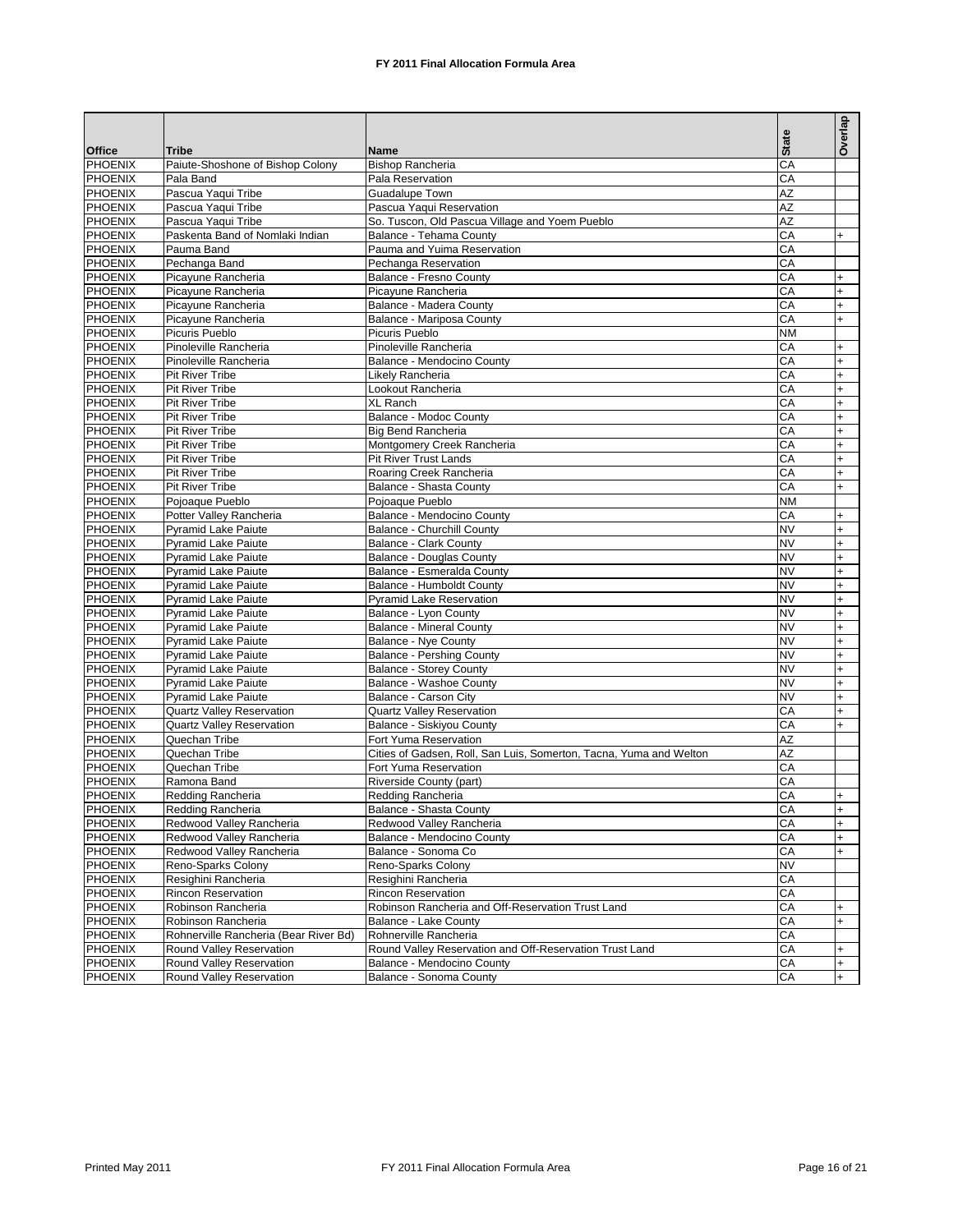# FY 2011 Final Allocation Formula Area

| Office | Tribe | Name | State | Overlap |
|---|---|---|---|---|
| PHOENIX | Paiute-Shoshone of Bishop Colony | Bishop Rancheria | CA | |
| PHOENIX | Pala Band | Pala Reservation | CA | |
| PHOENIX | Pascua Yaqui Tribe | Guadalupe Town | AZ | |
| PHOENIX | Pascua Yaqui Tribe | Pascua Yaqui Reservation | AZ | |
| PHOENIX | Pascua Yaqui Tribe | So. Tuscon, Old Pascua Village and Yoem Pueblo | AZ | |
| PHOENIX | Paskenta Band of Nomlaki Indian | Balance - Tehama County | CA | + |
| PHOENIX | Pauma Band | Pauma and Yuima Reservation | CA | |
| PHOENIX | Pechanga Band | Pechanga Reservation | CA | |
| PHOENIX | Picayune Rancheria | Balance - Fresno County | CA | + |
| PHOENIX | Picayune Rancheria | Picayune Rancheria | CA | + |
| PHOENIX | Picayune Rancheria | Balance - Madera County | CA | + |
| PHOENIX | Picayune Rancheria | Balance - Mariposa County | CA | + |
| PHOENIX | Picuris Pueblo | Picuris Pueblo | NM | |
| PHOENIX | Pinoleville Rancheria | Pinoleville Rancheria | CA | + |
| PHOENIX | Pinoleville Rancheria | Balance - Mendocino County | CA | + |
| PHOENIX | Pit River Tribe | Likely Rancheria | CA | + |
| PHOENIX | Pit River Tribe | Lookout Rancheria | CA | + |
| PHOENIX | Pit River Tribe | XL Ranch | CA | + |
| PHOENIX | Pit River Tribe | Balance - Modoc County | CA | + |
| PHOENIX | Pit River Tribe | Big Bend Rancheria | CA | + |
| PHOENIX | Pit River Tribe | Montgomery Creek Rancheria | CA | + |
| PHOENIX | Pit River Tribe | Pit River Trust Lands | CA | + |
| PHOENIX | Pit River Tribe | Roaring Creek Rancheria | CA | + |
| PHOENIX | Pit River Tribe | Balance - Shasta County | CA | + |
| PHOENIX | Pojoaque Pueblo | Pojoaque Pueblo | NM | |
| PHOENIX | Potter Valley Rancheria | Balance - Mendocino County | CA | + |
| PHOENIX | Pyramid Lake Paiute | Balance - Churchill County | NV | + |
| PHOENIX | Pyramid Lake Paiute | Balance - Clark County | NV | + |
| PHOENIX | Pyramid Lake Paiute | Balance - Douglas County | NV | + |
| PHOENIX | Pyramid Lake Paiute | Balance - Esmeralda County | NV | + |
| PHOENIX | Pyramid Lake Paiute | Balance - Humboldt County | NV | + |
| PHOENIX | Pyramid Lake Paiute | Pyramid Lake Reservation | NV | + |
| PHOENIX | Pyramid Lake Paiute | Balance - Lyon County | NV | + |
| PHOENIX | Pyramid Lake Paiute | Balance - Mineral County | NV | + |
| PHOENIX | Pyramid Lake Paiute | Balance - Nye County | NV | + |
| PHOENIX | Pyramid Lake Paiute | Balance - Pershing County | NV | + |
| PHOENIX | Pyramid Lake Paiute | Balance - Storey County | NV | + |
| PHOENIX | Pyramid Lake Paiute | Balance - Washoe County | NV | + |
| PHOENIX | Pyramid Lake Paiute | Balance - Carson City | NV | + |
| PHOENIX | Quartz Valley Reservation | Quartz Valley Reservation | CA | + |
| PHOENIX | Quartz Valley Reservation | Balance - Siskiyou County | CA | + |
| PHOENIX | Quechan Tribe | Fort Yuma Reservation | AZ | |
| PHOENIX | Quechan Tribe | Cities of Gadsen, Roll, San Luis, Somerton, Tacna, Yuma and Welton | AZ | |
| PHOENIX | Quechan Tribe | Fort Yuma Reservation | CA | |
| PHOENIX | Ramona Band | Riverside County (part) | CA | |
| PHOENIX | Redding Rancheria | Redding Rancheria | CA | + |
| PHOENIX | Redding Rancheria | Balance - Shasta County | CA | + |
| PHOENIX | Redwood Valley Rancheria | Redwood Valley Rancheria | CA | + |
| PHOENIX | Redwood Valley Rancheria | Balance - Mendocino County | CA | + |
| PHOENIX | Redwood Valley Rancheria | Balance - Sonoma Co | CA | + |
| PHOENIX | Reno-Sparks Colony | Reno-Sparks Colony | NV | |
| PHOENIX | Resighini Rancheria | Resighini Rancheria | CA | |
| PHOENIX | Rincon Reservation | Rincon Reservation | CA | |
| PHOENIX | Robinson Rancheria | Robinson Rancheria and Off-Reservation Trust Land | CA | + |
| PHOENIX | Robinson Rancheria | Balance - Lake County | CA | + |
| PHOENIX | Rohnerville Rancheria (Bear River Bd) | Rohnerville Rancheria | CA | |
| PHOENIX | Round Valley Reservation | Round Valley Reservation and Off-Reservation Trust Land | CA | + |
| PHOENIX | Round Valley Reservation | Balance - Mendocino County | CA | + |
| PHOENIX | Round Valley Reservation | Balance - Sonoma County | CA | + |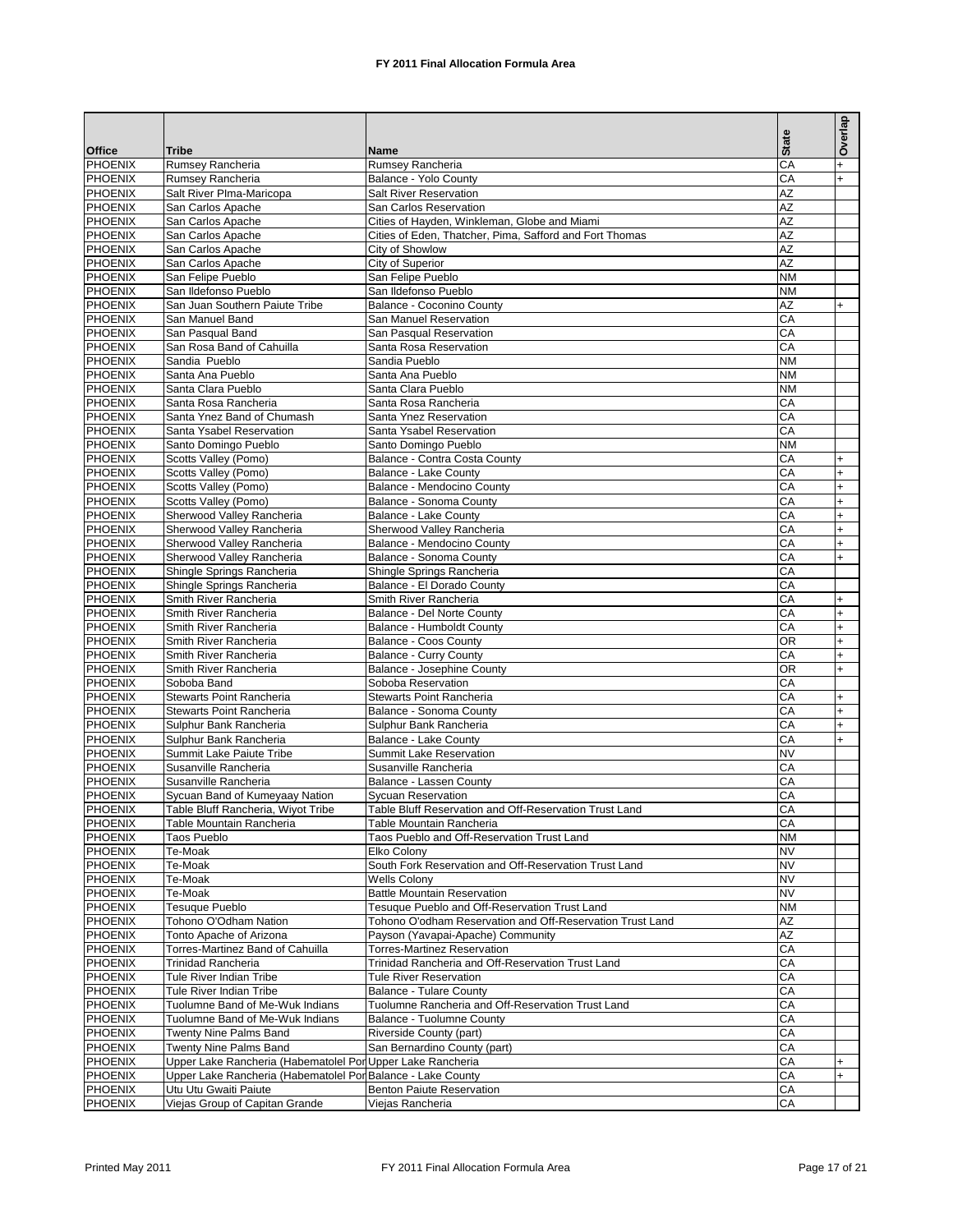# FY 2011 Final Allocation Formula Area

| Office | Tribe | Name | State | Overlap |
|---|---|---|---|---|
| PHOENIX | Rumsey Rancheria | Rumsey Rancheria | CA | + |
| PHOENIX | Rumsey Rancheria | Balance - Yolo County | CA | + |
| PHOENIX | Salt River PIma-Maricopa | Salt River Reservation | AZ | |
| PHOENIX | San Carlos Apache | San Carlos Reservation | AZ | |
| PHOENIX | San Carlos Apache | Cities of Hayden, Winkleman, Globe and Miami | AZ | |
| PHOENIX | San Carlos Apache | Cities of Eden, Thatcher, Pima, Safford and Fort Thomas | AZ | |
| PHOENIX | San Carlos Apache | City of Showlow | AZ | |
| PHOENIX | San Carlos Apache | City of Superior | AZ | |
| PHOENIX | San Felipe Pueblo | San Felipe Pueblo | NM | |
| PHOENIX | San Ildefonso Pueblo | San Ildefonso Pueblo | NM | |
| PHOENIX | San Juan Southern Paiute Tribe | Balance - Coconino County | AZ | + |
| PHOENIX | San Manuel Band | San Manuel Reservation | CA | |
| PHOENIX | San Pasqual Band | San Pasqual Reservation | CA | |
| PHOENIX | San Rosa Band of Cahuilla | Santa Rosa Reservation | CA | |
| PHOENIX | Sandia Pueblo | Sandia Pueblo | NM | |
| PHOENIX | Santa Ana Pueblo | Santa Ana Pueblo | NM | |
| PHOENIX | Santa Clara Pueblo | Santa Clara Pueblo | NM | |
| PHOENIX | Santa Rosa Rancheria | Santa Rosa Rancheria | CA | |
| PHOENIX | Santa Ynez Band of Chumash | Santa Ynez Reservation | CA | |
| PHOENIX | Santa Ysabel Reservation | Santa Ysabel Reservation | CA | |
| PHOENIX | Santo Domingo Pueblo | Santo Domingo Pueblo | NM | |
| PHOENIX | Scotts Valley (Pomo) | Balance - Contra Costa County | CA | + |
| PHOENIX | Scotts Valley (Pomo) | Balance - Lake County | CA | + |
| PHOENIX | Scotts Valley (Pomo) | Balance - Mendocino County | CA | + |
| PHOENIX | Scotts Valley (Pomo) | Balance - Sonoma County | CA | + |
| PHOENIX | Sherwood Valley Rancheria | Balance - Lake County | CA | + |
| PHOENIX | Sherwood Valley Rancheria | Sherwood Valley Rancheria | CA | + |
| PHOENIX | Sherwood Valley Rancheria | Balance - Mendocino County | CA | + |
| PHOENIX | Sherwood Valley Rancheria | Balance - Sonoma County | CA | + |
| PHOENIX | Shingle Springs Rancheria | Shingle Springs Rancheria | CA | |
| PHOENIX | Shingle Springs Rancheria | Balance - El Dorado County | CA | |
| PHOENIX | Smith River Rancheria | Smith River Rancheria | CA | + |
| PHOENIX | Smith River Rancheria | Balance - Del Norte County | CA | + |
| PHOENIX | Smith River Rancheria | Balance - Humboldt County | CA | + |
| PHOENIX | Smith River Rancheria | Balance - Coos County | OR | + |
| PHOENIX | Smith River Rancheria | Balance - Curry County | CA | + |
| PHOENIX | Smith River Rancheria | Balance - Josephine County | OR | + |
| PHOENIX | Soboba Band | Soboba Reservation | CA | |
| PHOENIX | Stewarts Point Rancheria | Stewarts Point Rancheria | CA | + |
| PHOENIX | Stewarts Point Rancheria | Balance - Sonoma County | CA | + |
| PHOENIX | Sulphur Bank Rancheria | Sulphur Bank Rancheria | CA | + |
| PHOENIX | Sulphur Bank Rancheria | Balance - Lake County | CA | + |
| PHOENIX | Summit Lake Paiute Tribe | Summit Lake Reservation | NV | |
| PHOENIX | Susanville Rancheria | Susanville Rancheria | CA | |
| PHOENIX | Susanville Rancheria | Balance - Lassen County | CA | |
| PHOENIX | Sycuan Band of Kumeyaay Nation | Sycuan Reservation | CA | |
| PHOENIX | Table Bluff Rancheria, Wiyot Tribe | Table Bluff Reservation and Off-Reservation Trust Land | CA | |
| PHOENIX | Table Mountain Rancheria | Table Mountain Rancheria | CA | |
| PHOENIX | Taos Pueblo | Taos Pueblo and Off-Reservation Trust Land | NM | |
| PHOENIX | Te-Moak | Elko Colony | NV | |
| PHOENIX | Te-Moak | South Fork Reservation and Off-Reservation Trust Land | NV | |
| PHOENIX | Te-Moak | Wells Colony | NV | |
| PHOENIX | Te-Moak | Battle Mountain Reservation | NV | |
| PHOENIX | Tesuque Pueblo | Tesuque Pueblo and Off-Reservation Trust Land | NM | |
| PHOENIX | Tohono O'Odham Nation | Tohono O'odham Reservation and Off-Reservation Trust Land | AZ | |
| PHOENIX | Tonto Apache of Arizona | Payson (Yavapai-Apache) Community | AZ | |
| PHOENIX | Torres-Martinez Band of Cahuilla | Torres-Martinez Reservation | CA | |
| PHOENIX | Trinidad Rancheria | Trinidad Rancheria and Off-Reservation Trust Land | CA | |
| PHOENIX | Tule River Indian Tribe | Tule River Reservation | CA | |
| PHOENIX | Tule River Indian Tribe | Balance - Tulare County | CA | |
| PHOENIX | Tuolumne Band of Me-Wuk Indians | Tuolumne Rancheria and Off-Reservation Trust Land | CA | |
| PHOENIX | Tuolumne Band of Me-Wuk Indians | Balance - Tuolumne County | CA | |
| PHOENIX | Twenty Nine Palms Band | Riverside County (part) | CA | |
| PHOENIX | Twenty Nine Palms Band | San Bernardino County (part) | CA | |
| PHOENIX | Upper Lake Rancheria (Habematolel Por | Upper Lake Rancheria | CA | + |
| PHOENIX | Upper Lake Rancheria (Habematolel Por | Balance - Lake County | CA | + |
| PHOENIX | Utu Utu Gwaiti Paiute | Benton Paiute Reservation | CA | |
| PHOENIX | Viejas Group of Capitan Grande | Viejas Rancheria | CA | |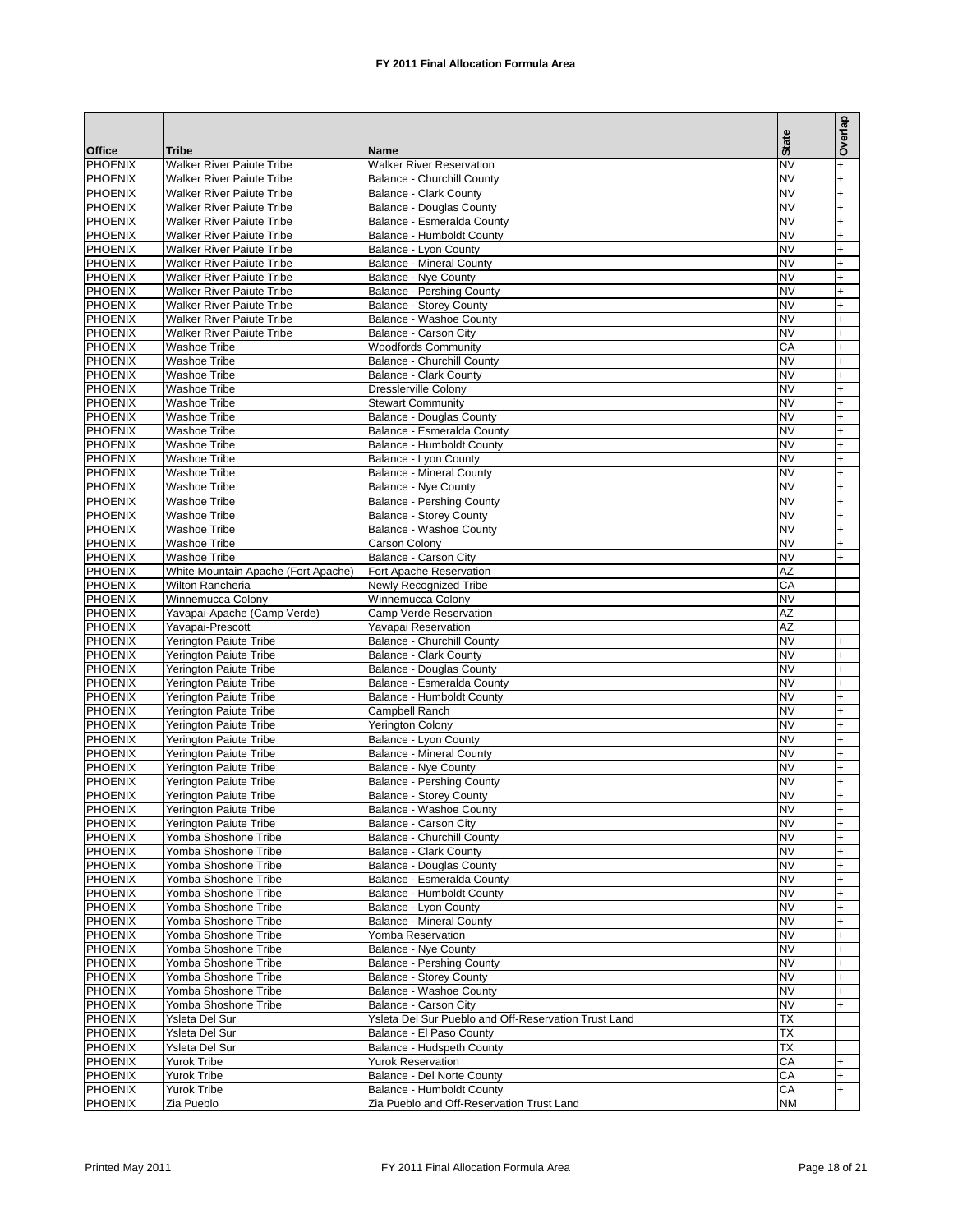### FY 2011 Final Allocation Formula Area

| Office | Tribe | Name | State | Overlap |
|---|---|---|---|---|
| PHOENIX | Walker River Paiute Tribe | Walker River Reservation | NV | + |
| PHOENIX | Walker River Paiute Tribe | Balance - Churchill County | NV | + |
| PHOENIX | Walker River Paiute Tribe | Balance - Clark County | NV | + |
| PHOENIX | Walker River Paiute Tribe | Balance - Douglas County | NV | + |
| PHOENIX | Walker River Paiute Tribe | Balance - Esmeralda County | NV | + |
| PHOENIX | Walker River Paiute Tribe | Balance - Humboldt County | NV | + |
| PHOENIX | Walker River Paiute Tribe | Balance - Lyon County | NV | + |
| PHOENIX | Walker River Paiute Tribe | Balance - Mineral County | NV | + |
| PHOENIX | Walker River Paiute Tribe | Balance - Nye County | NV | + |
| PHOENIX | Walker River Paiute Tribe | Balance - Pershing County | NV | + |
| PHOENIX | Walker River Paiute Tribe | Balance - Storey County | NV | + |
| PHOENIX | Walker River Paiute Tribe | Balance - Washoe County | NV | + |
| PHOENIX | Walker River Paiute Tribe | Balance - Carson City | NV | + |
| PHOENIX | Washoe Tribe | Woodfords Community | CA | + |
| PHOENIX | Washoe Tribe | Balance - Churchill County | NV | + |
| PHOENIX | Washoe Tribe | Balance - Clark County | NV | + |
| PHOENIX | Washoe Tribe | Dresslerville Colony | NV | + |
| PHOENIX | Washoe Tribe | Stewart Community | NV | + |
| PHOENIX | Washoe Tribe | Balance - Douglas County | NV | + |
| PHOENIX | Washoe Tribe | Balance - Esmeralda County | NV | + |
| PHOENIX | Washoe Tribe | Balance - Humboldt County | NV | + |
| PHOENIX | Washoe Tribe | Balance - Lyon County | NV | + |
| PHOENIX | Washoe Tribe | Balance - Mineral County | NV | + |
| PHOENIX | Washoe Tribe | Balance - Nye County | NV | + |
| PHOENIX | Washoe Tribe | Balance - Pershing County | NV | + |
| PHOENIX | Washoe Tribe | Balance - Storey County | NV | + |
| PHOENIX | Washoe Tribe | Balance - Washoe County | NV | + |
| PHOENIX | Washoe Tribe | Carson Colony | NV | + |
| PHOENIX | Washoe Tribe | Balance - Carson City | NV | + |
| PHOENIX | White Mountain Apache (Fort Apache) | Fort Apache Reservation | AZ | |
| PHOENIX | Wilton Rancheria | Newly Recognized Tribe | CA | |
| PHOENIX | Winnemucca Colony | Winnemucca Colony | NV | |
| PHOENIX | Yavapai-Apache (Camp Verde) | Camp Verde Reservation | AZ | |
| PHOENIX | Yavapai-Prescott | Yavapai Reservation | AZ | |
| PHOENIX | Yerington Paiute Tribe | Balance - Churchill County | NV | + |
| PHOENIX | Yerington Paiute Tribe | Balance - Clark County | NV | + |
| PHOENIX | Yerington Paiute Tribe | Balance - Douglas County | NV | + |
| PHOENIX | Yerington Paiute Tribe | Balance - Esmeralda County | NV | + |
| PHOENIX | Yerington Paiute Tribe | Balance - Humboldt County | NV | + |
| PHOENIX | Yerington Paiute Tribe | Campbell Ranch | NV | + |
| PHOENIX | Yerington Paiute Tribe | Yerington Colony | NV | + |
| PHOENIX | Yerington Paiute Tribe | Balance - Lyon County | NV | + |
| PHOENIX | Yerington Paiute Tribe | Balance - Mineral County | NV | + |
| PHOENIX | Yerington Paiute Tribe | Balance - Nye County | NV | + |
| PHOENIX | Yerington Paiute Tribe | Balance - Pershing County | NV | + |
| PHOENIX | Yerington Paiute Tribe | Balance - Storey County | NV | + |
| PHOENIX | Yerington Paiute Tribe | Balance - Washoe County | NV | + |
| PHOENIX | Yerington Paiute Tribe | Balance - Carson City | NV | + |
| PHOENIX | Yomba Shoshone Tribe | Balance - Churchill County | NV | + |
| PHOENIX | Yomba Shoshone Tribe | Balance - Clark County | NV | + |
| PHOENIX | Yomba Shoshone Tribe | Balance - Douglas County | NV | + |
| PHOENIX | Yomba Shoshone Tribe | Balance - Esmeralda County | NV | + |
| PHOENIX | Yomba Shoshone Tribe | Balance - Humboldt County | NV | + |
| PHOENIX | Yomba Shoshone Tribe | Balance - Lyon County | NV | + |
| PHOENIX | Yomba Shoshone Tribe | Balance - Mineral County | NV | + |
| PHOENIX | Yomba Shoshone Tribe | Yomba Reservation | NV | + |
| PHOENIX | Yomba Shoshone Tribe | Balance - Nye County | NV | + |
| PHOENIX | Yomba Shoshone Tribe | Balance - Pershing County | NV | + |
| PHOENIX | Yomba Shoshone Tribe | Balance - Storey County | NV | + |
| PHOENIX | Yomba Shoshone Tribe | Balance - Washoe County | NV | + |
| PHOENIX | Yomba Shoshone Tribe | Balance - Carson City | NV | + |
| PHOENIX | Ysleta Del Sur | Ysleta Del Sur Pueblo and Off-Reservation Trust Land | TX | |
| PHOENIX | Ysleta Del Sur | Balance - El Paso County | TX | |
| PHOENIX | Ysleta Del Sur | Balance - Hudspeth County | TX | |
| PHOENIX | Yurok Tribe | Yurok Reservation | CA | + |
| PHOENIX | Yurok Tribe | Balance - Del Norte County | CA | + |
| PHOENIX | Yurok Tribe | Balance - Humboldt County | CA | + |
| PHOENIX | Zia Pueblo | Zia Pueblo and Off-Reservation Trust Land | NM | |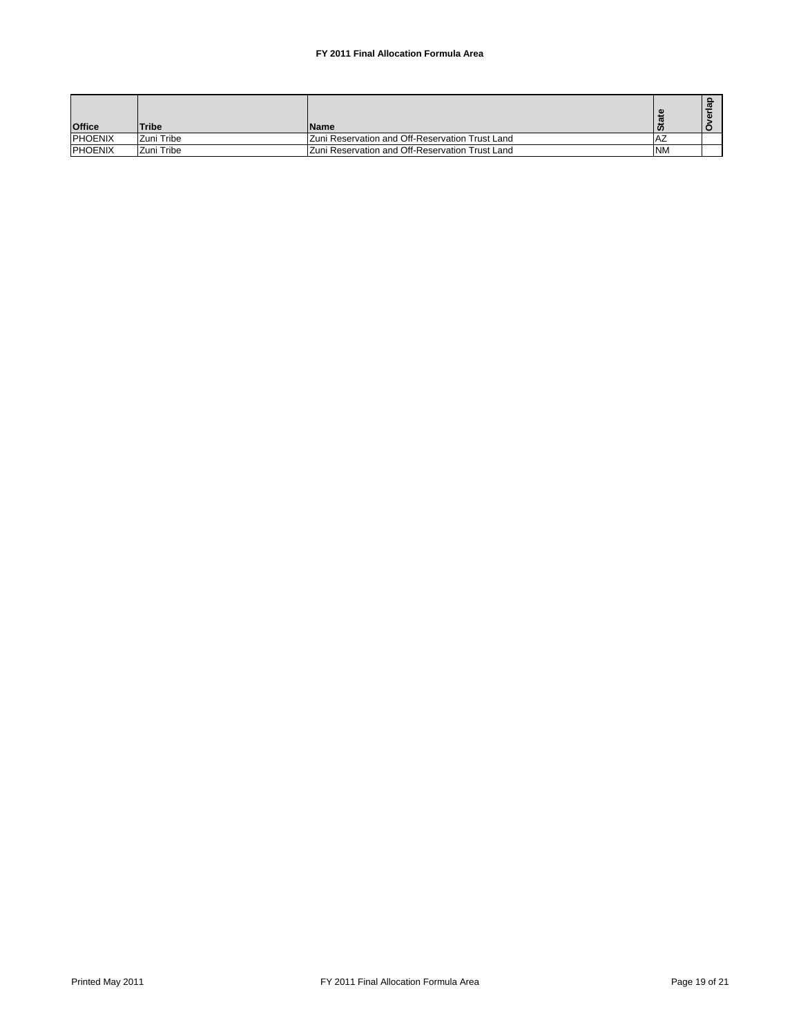**FY 2011 Final Allocation Formula Area**

| Office | Tribe | Name | State | Overlap |
|---|---|---|---|---|
| PHOENIX | Zuni Tribe | Zuni Reservation and Off-Reservation Trust Land | AZ | |
| PHOENIX | Zuni Tribe | Zuni Reservation and Off-Reservation Trust Land | NM | |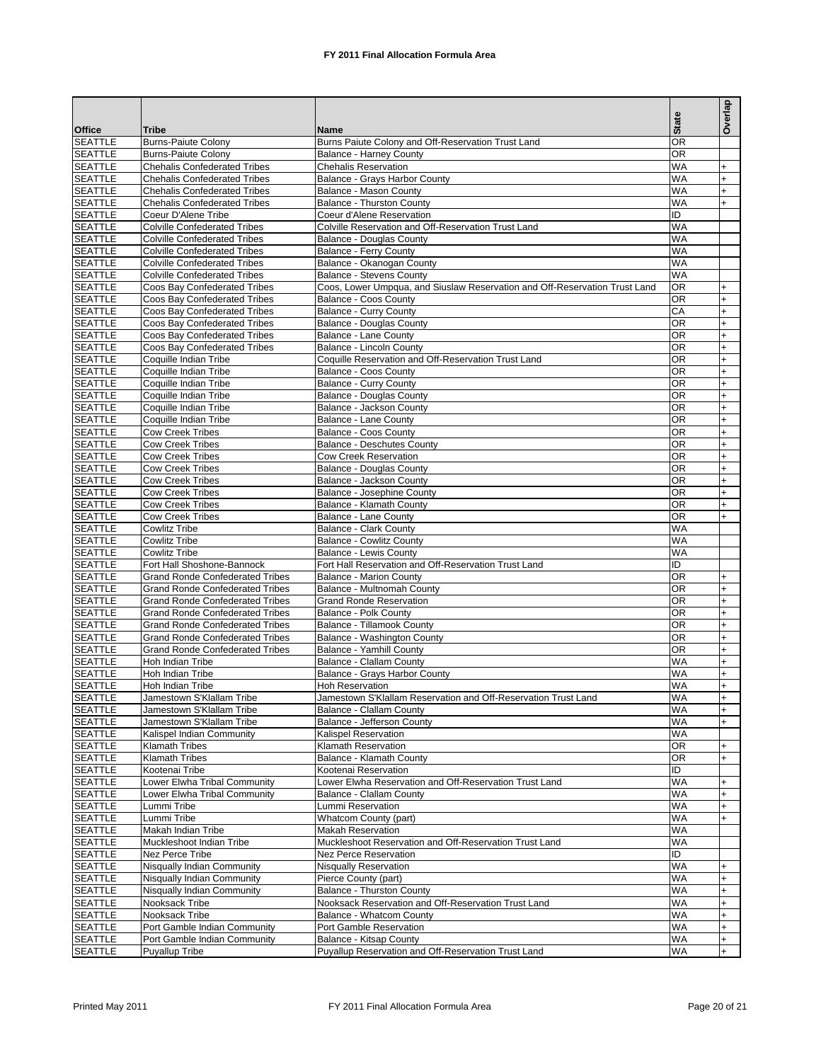# FY 2011 Final Allocation Formula Area

| Office | Tribe | Name | State | Overlap |
|---|---|---|---|---|
| SEATTLE | Burns-Paiute Colony | Burns Paiute Colony and Off-Reservation Trust Land | OR | |
| SEATTLE | Burns-Paiute Colony | Balance - Harney County | OR | |
| SEATTLE | Chehalis Confederated Tribes | Chehalis Reservation | WA | + |
| SEATTLE | Chehalis Confederated Tribes | Balance - Grays Harbor County | WA | + |
| SEATTLE | Chehalis Confederated Tribes | Balance - Mason County | WA | + |
| SEATTLE | Chehalis Confederated Tribes | Balance - Thurston County | WA | + |
| SEATTLE | Coeur D'Alene Tribe | Coeur d'Alene Reservation | ID | |
| SEATTLE | Colville Confederated Tribes | Colville Reservation and Off-Reservation Trust Land | WA | |
| SEATTLE | Colville Confederated Tribes | Balance - Douglas County | WA | |
| SEATTLE | Colville Confederated Tribes | Balance - Ferry County | WA | |
| SEATTLE | Colville Confederated Tribes | Balance - Okanogan County | WA | |
| SEATTLE | Colville Confederated Tribes | Balance - Stevens County | WA | |
| SEATTLE | Coos Bay Confederated Tribes | Coos, Lower Umpqua, and Siuslaw Reservation and Off-Reservation Trust Land | OR | + |
| SEATTLE | Coos Bay Confederated Tribes | Balance - Coos County | OR | + |
| SEATTLE | Coos Bay Confederated Tribes | Balance - Curry County | CA | + |
| SEATTLE | Coos Bay Confederated Tribes | Balance - Douglas County | OR | + |
| SEATTLE | Coos Bay Confederated Tribes | Balance - Lane County | OR | + |
| SEATTLE | Coos Bay Confederated Tribes | Balance - Lincoln County | OR | + |
| SEATTLE | Coquille Indian Tribe | Coquille Reservation and Off-Reservation Trust Land | OR | + |
| SEATTLE | Coquille Indian Tribe | Balance - Coos County | OR | + |
| SEATTLE | Coquille Indian Tribe | Balance - Curry County | OR | + |
| SEATTLE | Coquille Indian Tribe | Balance - Douglas County | OR | + |
| SEATTLE | Coquille Indian Tribe | Balance - Jackson County | OR | + |
| SEATTLE | Coquille Indian Tribe | Balance - Lane County | OR | + |
| SEATTLE | Cow Creek Tribes | Balance - Coos County | OR | + |
| SEATTLE | Cow Creek Tribes | Balance - Deschutes County | OR | + |
| SEATTLE | Cow Creek Tribes | Cow Creek Reservation | OR | + |
| SEATTLE | Cow Creek Tribes | Balance - Douglas County | OR | + |
| SEATTLE | Cow Creek Tribes | Balance - Jackson County | OR | + |
| SEATTLE | Cow Creek Tribes | Balance - Josephine County | OR | + |
| SEATTLE | Cow Creek Tribes | Balance - Klamath County | OR | + |
| SEATTLE | Cow Creek Tribes | Balance - Lane County | OR | + |
| SEATTLE | Cowlitz Tribe | Balance - Clark County | WA | |
| SEATTLE | Cowlitz Tribe | Balance - Cowlitz County | WA | |
| SEATTLE | Cowlitz Tribe | Balance - Lewis County | WA | |
| SEATTLE | Fort Hall Shoshone-Bannock | Fort Hall Reservation and Off-Reservation Trust Land | ID | |
| SEATTLE | Grand Ronde Confederated Tribes | Balance - Marion County | OR | + |
| SEATTLE | Grand Ronde Confederated Tribes | Balance - Multnomah County | OR | + |
| SEATTLE | Grand Ronde Confederated Tribes | Grand Ronde Reservation | OR | + |
| SEATTLE | Grand Ronde Confederated Tribes | Balance - Polk County | OR | + |
| SEATTLE | Grand Ronde Confederated Tribes | Balance - Tillamook County | OR | + |
| SEATTLE | Grand Ronde Confederated Tribes | Balance - Washington County | OR | + |
| SEATTLE | Grand Ronde Confederated Tribes | Balance - Yamhill County | OR | + |
| SEATTLE | Hoh Indian Tribe | Balance - Clallam County | WA | + |
| SEATTLE | Hoh Indian Tribe | Balance - Grays Harbor County | WA | + |
| SEATTLE | Hoh Indian Tribe | Hoh Reservation | WA | + |
| SEATTLE | Jamestown S'Klallam Tribe | Jamestown S'Klallam Reservation and Off-Reservation Trust Land | WA | + |
| SEATTLE | Jamestown S'Klallam Tribe | Balance - Clallam County | WA | + |
| SEATTLE | Jamestown S'Klallam Tribe | Balance - Jefferson County | WA | + |
| SEATTLE | Kalispel Indian Community | Kalispel Reservation | WA | |
| SEATTLE | Klamath Tribes | Klamath Reservation | OR | + |
| SEATTLE | Klamath Tribes | Balance - Klamath County | OR | + |
| SEATTLE | Kootenai Tribe | Kootenai Reservation | ID | |
| SEATTLE | Lower Elwha Tribal Community | Lower Elwha Reservation and Off-Reservation Trust Land | WA | + |
| SEATTLE | Lower Elwha Tribal Community | Balance - Clallam County | WA | + |
| SEATTLE | Lummi Tribe | Lummi Reservation | WA | + |
| SEATTLE | Lummi Tribe | Whatcom County (part) | WA | + |
| SEATTLE | Makah Indian Tribe | Makah Reservation | WA | |
| SEATTLE | Muckleshoot Indian Tribe | Muckleshoot Reservation and Off-Reservation Trust Land | WA | |
| SEATTLE | Nez Perce Tribe | Nez Perce Reservation | ID | |
| SEATTLE | Nisqually Indian Community | Nisqually Reservation | WA | + |
| SEATTLE | Nisqually Indian Community | Pierce County (part) | WA | + |
| SEATTLE | Nisqually Indian Community | Balance - Thurston County | WA | + |
| SEATTLE | Nooksack Tribe | Nooksack Reservation and Off-Reservation Trust Land | WA | + |
| SEATTLE | Nooksack Tribe | Balance - Whatcom County | WA | + |
| SEATTLE | Port Gamble Indian Community | Port Gamble Reservation | WA | + |
| SEATTLE | Port Gamble Indian Community | Balance - Kitsap County | WA | + |
| SEATTLE | Puyallup Tribe | Puyallup Reservation and Off-Reservation Trust Land | WA | + |

Printed May 2011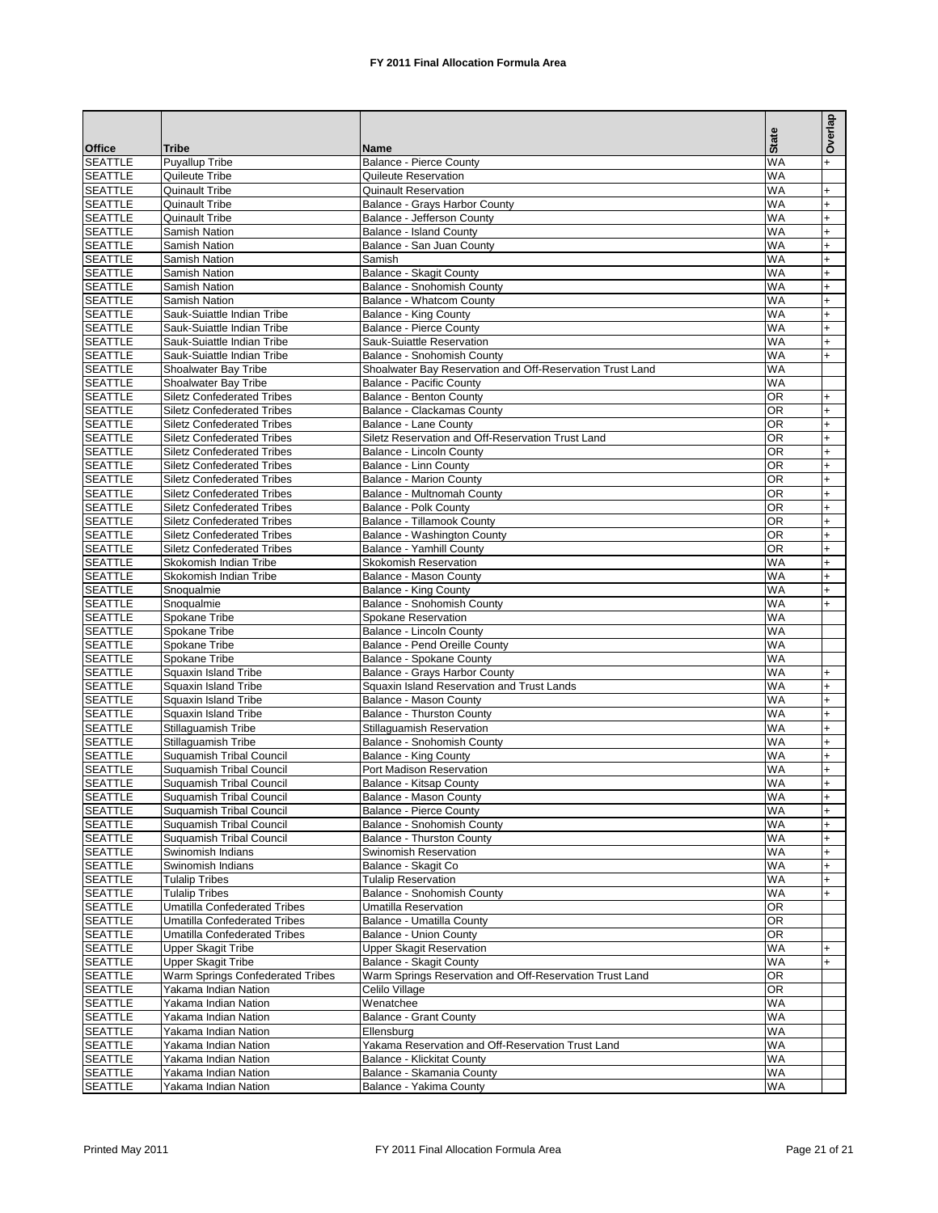**FY 2011 Final Allocation Formula Area**

| Office | Tribe | Name | State | Overlap |
| --- | --- | --- | --- | --- |
| SEATTLE | Puyallup Tribe | Balance - Pierce County | WA | + |
| SEATTLE | Quileute Tribe | Quileute Reservation | WA | |
| SEATTLE | Quinault Tribe | Quinault Reservation | WA | + |
| SEATTLE | Quinault Tribe | Balance - Grays Harbor County | WA | + |
| SEATTLE | Quinault Tribe | Balance - Jefferson County | WA | + |
| SEATTLE | Samish Nation | Balance - Island County | WA | + |
| SEATTLE | Samish Nation | Balance - San Juan County | WA | + |
| SEATTLE | Samish Nation | Samish | WA | + |
| SEATTLE | Samish Nation | Balance - Skagit County | WA | + |
| SEATTLE | Samish Nation | Balance - Snohomish County | WA | + |
| SEATTLE | Samish Nation | Balance - Whatcom County | WA | + |
| SEATTLE | Sauk-Suiattle Indian Tribe | Balance - King County | WA | + |
| SEATTLE | Sauk-Suiattle Indian Tribe | Balance - Pierce County | WA | + |
| SEATTLE | Sauk-Suiattle Indian Tribe | Sauk-Suiattle Reservation | WA | + |
| SEATTLE | Sauk-Suiattle Indian Tribe | Balance - Snohomish County | WA | + |
| SEATTLE | Shoalwater Bay Tribe | Shoalwater Bay Reservation and Off-Reservation Trust Land | WA | |
| SEATTLE | Shoalwater Bay Tribe | Balance - Pacific County | WA | |
| SEATTLE | Siletz Confederated Tribes | Balance - Benton County | OR | + |
| SEATTLE | Siletz Confederated Tribes | Balance - Clackamas County | OR | + |
| SEATTLE | Siletz Confederated Tribes | Balance - Lane County | OR | + |
| SEATTLE | Siletz Confederated Tribes | Siletz Reservation and Off-Reservation Trust Land | OR | + |
| SEATTLE | Siletz Confederated Tribes | Balance - Lincoln County | OR | + |
| SEATTLE | Siletz Confederated Tribes | Balance - Linn County | OR | + |
| SEATTLE | Siletz Confederated Tribes | Balance - Marion County | OR | + |
| SEATTLE | Siletz Confederated Tribes | Balance - Multnomah County | OR | + |
| SEATTLE | Siletz Confederated Tribes | Balance - Polk County | OR | + |
| SEATTLE | Siletz Confederated Tribes | Balance - Tillamook County | OR | + |
| SEATTLE | Siletz Confederated Tribes | Balance - Washington County | OR | + |
| SEATTLE | Siletz Confederated Tribes | Balance - Yamhill County | OR | + |
| SEATTLE | Skokomish Indian Tribe | Skokomish Reservation | WA | + |
| SEATTLE | Skokomish Indian Tribe | Balance - Mason County | WA | + |
| SEATTLE | Snoqualmie | Balance - King County | WA | + |
| SEATTLE | Snoqualmie | Balance - Snohomish County | WA | + |
| SEATTLE | Spokane Tribe | Spokane Reservation | WA | |
| SEATTLE | Spokane Tribe | Balance - Lincoln County | WA | |
| SEATTLE | Spokane Tribe | Balance - Pend Oreille County | WA | |
| SEATTLE | Spokane Tribe | Balance - Spokane County | WA | |
| SEATTLE | Squaxin Island Tribe | Balance - Grays Harbor County | WA | + |
| SEATTLE | Squaxin Island Tribe | Squaxin Island Reservation and Trust Lands | WA | + |
| SEATTLE | Squaxin Island Tribe | Balance - Mason County | WA | + |
| SEATTLE | Squaxin Island Tribe | Balance - Thurston County | WA | + |
| SEATTLE | Stillaguamish Tribe | Stillaguamish Reservation | WA | + |
| SEATTLE | Stillaguamish Tribe | Balance - Snohomish County | WA | + |
| SEATTLE | Suquamish Tribal Council | Balance - King County | WA | + |
| SEATTLE | Suquamish Tribal Council | Port Madison Reservation | WA | + |
| SEATTLE | Suquamish Tribal Council | Balance - Kitsap County | WA | + |
| SEATTLE | Suquamish Tribal Council | Balance - Mason County | WA | + |
| SEATTLE | Suquamish Tribal Council | Balance - Pierce County | WA | + |
| SEATTLE | Suquamish Tribal Council | Balance - Snohomish County | WA | + |
| SEATTLE | Suquamish Tribal Council | Balance - Thurston County | WA | + |
| SEATTLE | Swinomish Indians | Swinomish Reservation | WA | + |
| SEATTLE | Swinomish Indians | Balance - Skagit Co | WA | + |
| SEATTLE | Tulalip Tribes | Tulalip Reservation | WA | + |
| SEATTLE | Tulalip Tribes | Balance - Snohomish County | WA | + |
| SEATTLE | Umatilla Confederated Tribes | Umatilla Reservation | OR | |
| SEATTLE | Umatilla Confederated Tribes | Balance - Umatilla County | OR | |
| SEATTLE | Umatilla Confederated Tribes | Balance - Union County | OR | |
| SEATTLE | Upper Skagit Tribe | Upper Skagit Reservation | WA | + |
| SEATTLE | Upper Skagit Tribe | Balance - Skagit County | WA | + |
| SEATTLE | Warm Springs Confederated Tribes | Warm Springs Reservation and Off-Reservation Trust Land | OR | |
| SEATTLE | Yakama Indian Nation | Celilo Village | OR | |
| SEATTLE | Yakama Indian Nation | Wenatchee | WA | |
| SEATTLE | Yakama Indian Nation | Balance - Grant County | WA | |
| SEATTLE | Yakama Indian Nation | Ellensburg | WA | |
| SEATTLE | Yakama Indian Nation | Yakama Reservation and Off-Reservation Trust Land | WA | |
| SEATTLE | Yakama Indian Nation | Balance - Klickitat County | WA | |
| SEATTLE | Yakama Indian Nation | Balance - Skamania County | WA | |
| SEATTLE | Yakama Indian Nation | Balance - Yakima County | WA | |